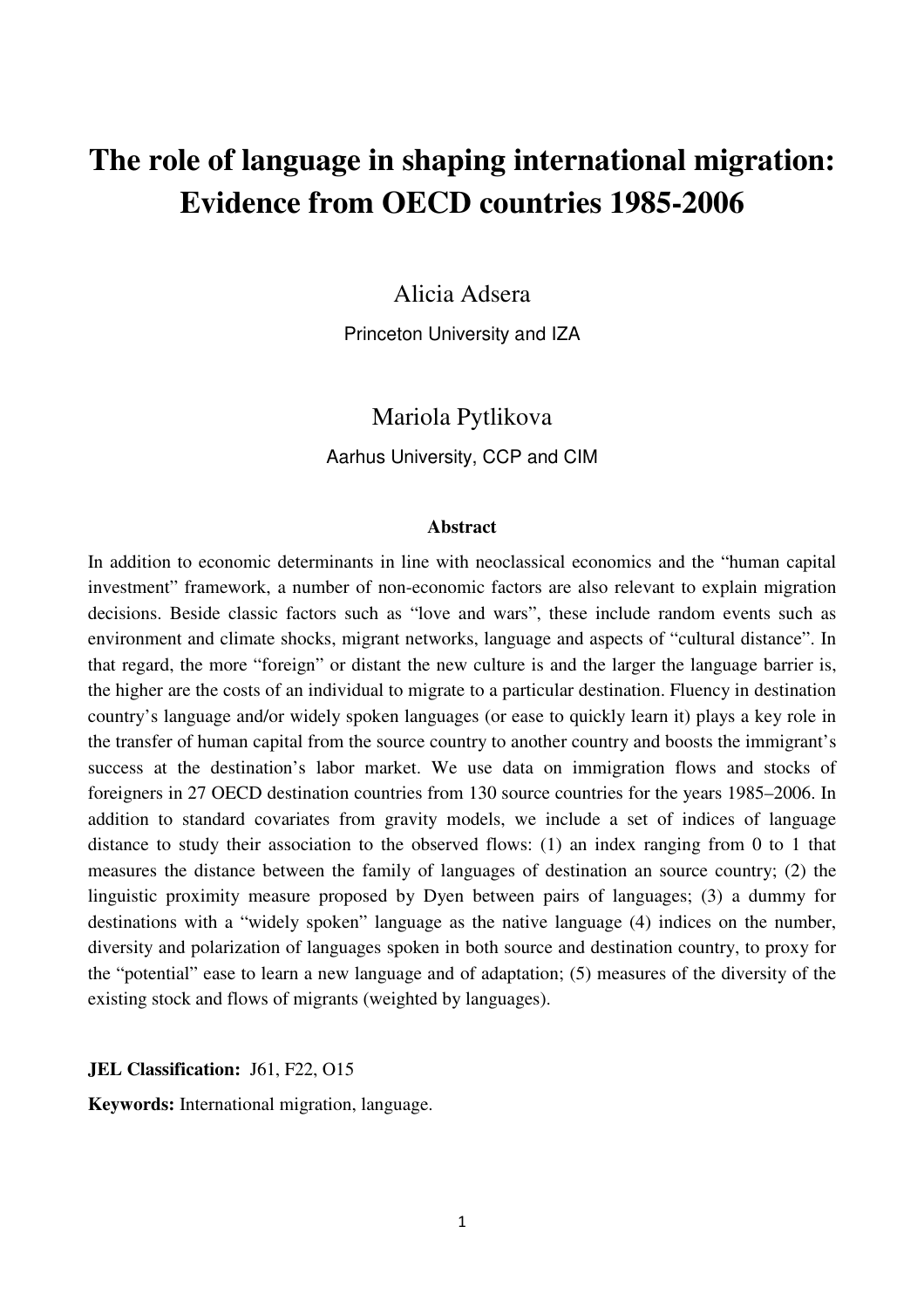# The role of language in shaping international migration: Evidence from OECD countries 1985-2006

Alicia Adsera

Princeton University and IZA

Mariola Pytlikova

Aarhus University, CCP and CIM

### Abstract

In addition to economic determinants in line with neoclassical economics and the "human capital investment" framework, a number of non-economic factors are also relevant to explain migration decisions. Beside classic factors such as "love and wars", these include random events such as environment and climate shocks, migrant networks, language and aspects of "cultural distance". In that regard, the more "foreign" or distant the new culture is and the larger the language barrier is, the higher are the costs of an individual to migrate to a particular destination. Fluency in destination country's language and/or widely spoken languages (or ease to quickly learn it) plays a key role in the transfer of human capital from the source country to another country and boosts the immigrant's success at the destination's labor market. We use data on immigration flows and stocks of foreigners in 27 OECD destination countries from 130 source countries for the years 1985–2006. In addition to standard covariates from gravity models, we include a set of indices of language distance to study their association to the observed flows: (1) an index ranging from 0 to 1 that measures the distance between the family of languages of destination an source country; (2) the linguistic proximity measure proposed by Dyen between pairs of languages; (3) a dummy for destinations with a "widely spoken" language as the native language (4) indices on the number, diversity and polarization of languages spoken in both source and destination country, to proxy for the "potential" ease to learn a new language and of adaptation; (5) measures of the diversity of the existing stock and flows of migrants (weighted by languages).

**JEL Classification:** J61, F22, O15

**Keywords:** International migration, language.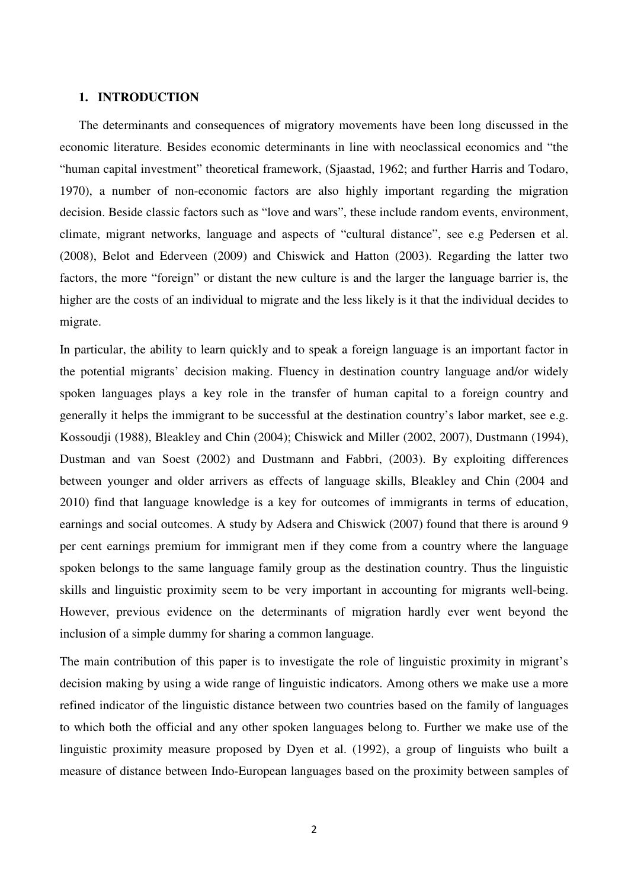## 1. INTRODUCTION

The determinants and consequences of migratory movements have been long discussed in the economic literature. Besides economic determinants in line with neoclassical economics and "the "human capital investment" theoretical framework, (Sjaastad, 1962; and further Harris and Todaro, 1970), a number of non-economic factors are also highly important regarding the migration decision. Beside classic factors such as "love and wars", these include random events, environment, climate, migrant networks, language and aspects of "cultural distance", see e.g Pedersen et al. (2008), Belot and Ederveen (2009) and Chiswick and Hatton (2003). Regarding the latter two factors, the more "foreign" or distant the new culture is and the larger the language barrier is, the higher are the costs of an individual to migrate and the less likely is it that the individual decides to migrate.

In particular, the ability to learn quickly and to speak a foreign language is an important factor in the potential migrants' decision making. Fluency in destination country language and/or widely spoken languages plays a key role in the transfer of human capital to a foreign country and generally it helps the immigrant to be successful at the destination country's labor market, see e.g. Kossoudji (1988), Bleakley and Chin (2004); Chiswick and Miller (2002, 2007), Dustmann (1994), Dustman and van Soest (2002) and Dustmann and Fabbri, (2003). By exploiting differences between younger and older arrivers as effects of language skills, Bleakley and Chin (2004 and 2010) find that language knowledge is a key for outcomes of immigrants in terms of education, earnings and social outcomes. A study by Adsera and Chiswick (2007) found that there is around 9 per cent earnings premium for immigrant men if they come from a country where the language spoken belongs to the same language family group as the destination country. Thus the linguistic skills and linguistic proximity seem to be very important in accounting for migrants well-being. However, previous evidence on the determinants of migration hardly ever went beyond the inclusion of a simple dummy for sharing a common language.

The main contribution of this paper is to investigate the role of linguistic proximity in migrant's decision making by using a wide range of linguistic indicators. Among others we make use a more refined indicator of the linguistic distance between two countries based on the family of languages to which both the official and any other spoken languages belong to. Further we make use of the linguistic proximity measure proposed by Dyen et al. (1992), a group of linguists who built a measure of distance between Indo-European languages based on the proximity between samples of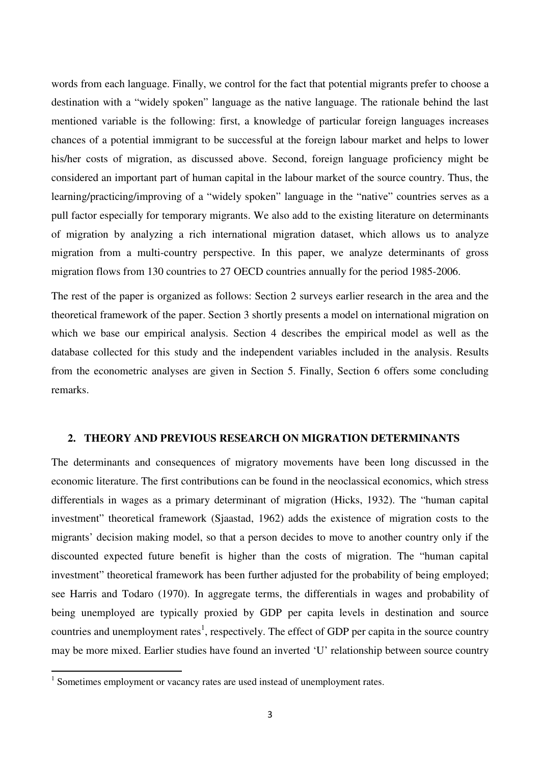words from each language. Finally, we control for the fact that potential migrants prefer to choose a destination with a "widely spoken" language as the native language. The rationale behind the last mentioned variable is the following: first, a knowledge of particular foreign languages increases chances of a potential immigrant to be successful at the foreign labour market and helps to lower his/her costs of migration, as discussed above. Second, foreign language proficiency might be considered an important part of human capital in the labour market of the source country. Thus, the learning/practicing/improving of a "widely spoken" language in the "native" countries serves as a pull factor especially for temporary migrants. We also add to the existing literature on determinants of migration by analyzing a rich international migration dataset, which allows us to analyze migration from a multi-country perspective. In this paper, we analyze determinants of gross migration flows from 130 countries to 27 OECD countries annually for the period 1985-2006.

The rest of the paper is organized as follows: Section 2 surveys earlier research in the area and the theoretical framework of the paper. Section 3 shortly presents a model on international migration on which we base our empirical analysis. Section 4 describes the empirical model as well as the database collected for this study and the independent variables included in the analysis. Results from the econometric analyses are given in Section 5. Finally, Section 6 offers some concluding remarks.

## 2. THEORY AND PREVIOUS RESEARCH ON MIGRATION DETERMINANTS

The determinants and consequences of migratory movements have been long discussed in the economic literature. The first contributions can be found in the neoclassical economics, which stress differentials in wages as a primary determinant of migration (Hicks, 1932). The "human capital investment" theoretical framework (Sjaastad, 1962) adds the existence of migration costs to the migrants' decision making model, so that a person decides to move to another country only if the discounted expected future benefit is higher than the costs of migration. The "human capital investment" theoretical framework has been further adjusted for the probability of being employed; see Harris and Todaro (1970). In aggregate terms, the differentials in wages and probability of being unemployed are typically proxied by GDP per capita levels in destination and source countries and unemployment rates[1], respectively. The effect of GDP per capita in the source country may be more mixed. Earlier studies have found an inverted 'U' relationship between source country

[1] Sometimes employment or vacancy rates are used instead of unemployment rates.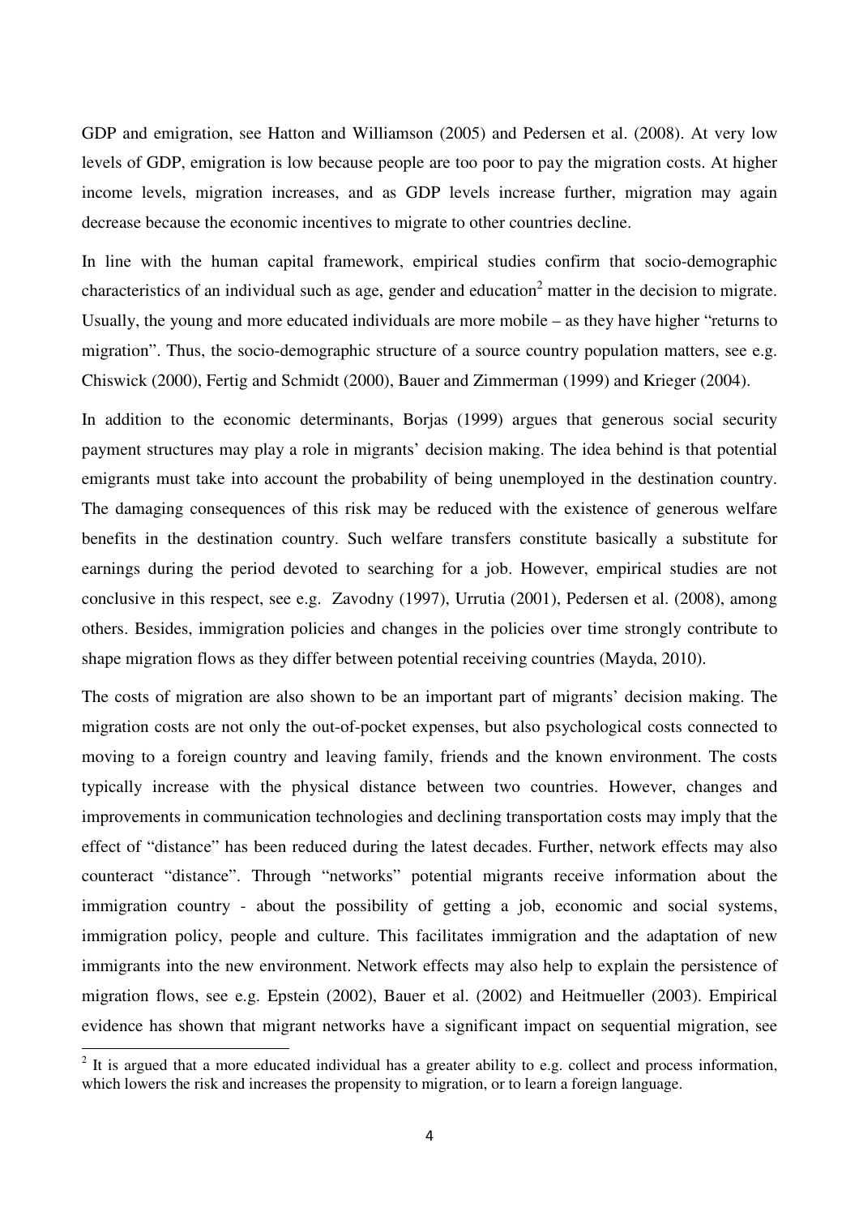GDP and emigration, see Hatton and Williamson (2005) and Pedersen et al. (2008). At very low levels of GDP, emigration is low because people are too poor to pay the migration costs. At higher income levels, migration increases, and as GDP levels increase further, migration may again decrease because the economic incentives to migrate to other countries decline.

In line with the human capital framework, empirical studies confirm that socio-demographic characteristics of an individual such as age, gender and education[2] matter in the decision to migrate. Usually, the young and more educated individuals are more mobile – as they have higher "returns to migration". Thus, the socio-demographic structure of a source country population matters, see e.g. Chiswick (2000), Fertig and Schmidt (2000), Bauer and Zimmerman (1999) and Krieger (2004).

In addition to the economic determinants, Borjas (1999) argues that generous social security payment structures may play a role in migrants' decision making. The idea behind is that potential emigrants must take into account the probability of being unemployed in the destination country. The damaging consequences of this risk may be reduced with the existence of generous welfare benefits in the destination country. Such welfare transfers constitute basically a substitute for earnings during the period devoted to searching for a job. However, empirical studies are not conclusive in this respect, see e.g. Zavodny (1997), Urrutia (2001), Pedersen et al. (2008), among others. Besides, immigration policies and changes in the policies over time strongly contribute to shape migration flows as they differ between potential receiving countries (Mayda, 2010).

The costs of migration are also shown to be an important part of migrants' decision making. The migration costs are not only the out-of-pocket expenses, but also psychological costs connected to moving to a foreign country and leaving family, friends and the known environment. The costs typically increase with the physical distance between two countries. However, changes and improvements in communication technologies and declining transportation costs may imply that the effect of "distance" has been reduced during the latest decades. Further, network effects may also counteract "distance". Through "networks" potential migrants receive information about the immigration country - about the possibility of getting a job, economic and social systems, immigration policy, people and culture. This facilitates immigration and the adaptation of new immigrants into the new environment. Network effects may also help to explain the persistence of migration flows, see e.g. Epstein (2002), Bauer et al. (2002) and Heitmueller (2003). Empirical evidence has shown that migrant networks have a significant impact on sequential migration, see

[2] It is argued that a more educated individual has a greater ability to e.g. collect and process information, which lowers the risk and increases the propensity to migration, or to learn a foreign language.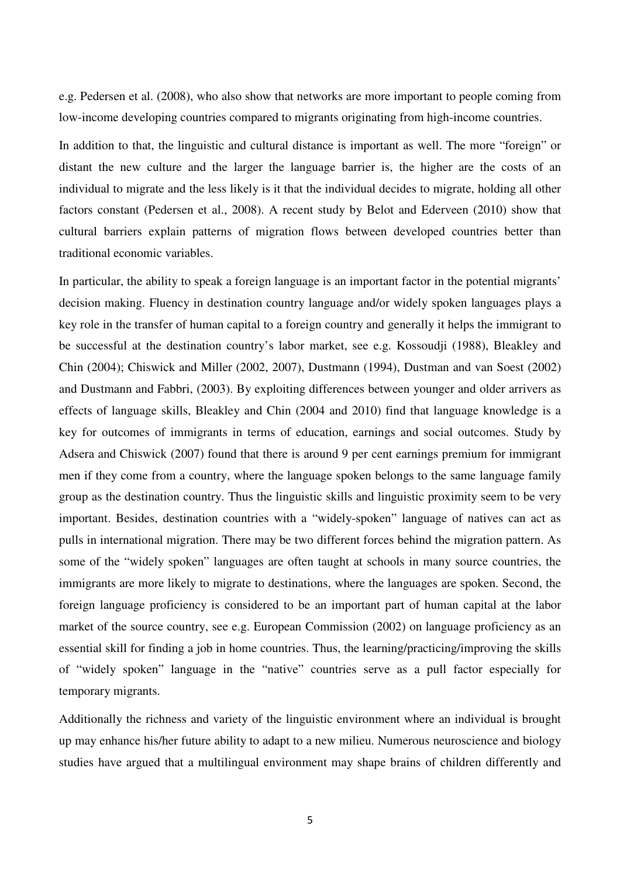e.g. Pedersen et al. (2008), who also show that networks are more important to people coming from low-income developing countries compared to migrants originating from high-income countries.

In addition to that, the linguistic and cultural distance is important as well. The more "foreign" or distant the new culture and the larger the language barrier is, the higher are the costs of an individual to migrate and the less likely is it that the individual decides to migrate, holding all other factors constant (Pedersen et al., 2008). A recent study by Belot and Ederveen (2010) show that cultural barriers explain patterns of migration flows between developed countries better than traditional economic variables.

In particular, the ability to speak a foreign language is an important factor in the potential migrants' decision making. Fluency in destination country language and/or widely spoken languages plays a key role in the transfer of human capital to a foreign country and generally it helps the immigrant to be successful at the destination country's labor market, see e.g. Kossoudji (1988), Bleakley and Chin (2004); Chiswick and Miller (2002, 2007), Dustmann (1994), Dustman and van Soest (2002) and Dustmann and Fabbri, (2003). By exploiting differences between younger and older arrivers as effects of language skills, Bleakley and Chin (2004 and 2010) find that language knowledge is a key for outcomes of immigrants in terms of education, earnings and social outcomes. Study by Adsera and Chiswick (2007) found that there is around 9 per cent earnings premium for immigrant men if they come from a country, where the language spoken belongs to the same language family group as the destination country. Thus the linguistic skills and linguistic proximity seem to be very important. Besides, destination countries with a "widely-spoken" language of natives can act as pulls in international migration. There may be two different forces behind the migration pattern. As some of the "widely spoken" languages are often taught at schools in many source countries, the immigrants are more likely to migrate to destinations, where the languages are spoken. Second, the foreign language proficiency is considered to be an important part of human capital at the labor market of the source country, see e.g. European Commission (2002) on language proficiency as an essential skill for finding a job in home countries. Thus, the learning/practicing/improving the skills of "widely spoken" language in the "native" countries serve as a pull factor especially for temporary migrants.

Additionally the richness and variety of the linguistic environment where an individual is brought up may enhance his/her future ability to adapt to a new milieu. Numerous neuroscience and biology studies have argued that a multilingual environment may shape brains of children differently and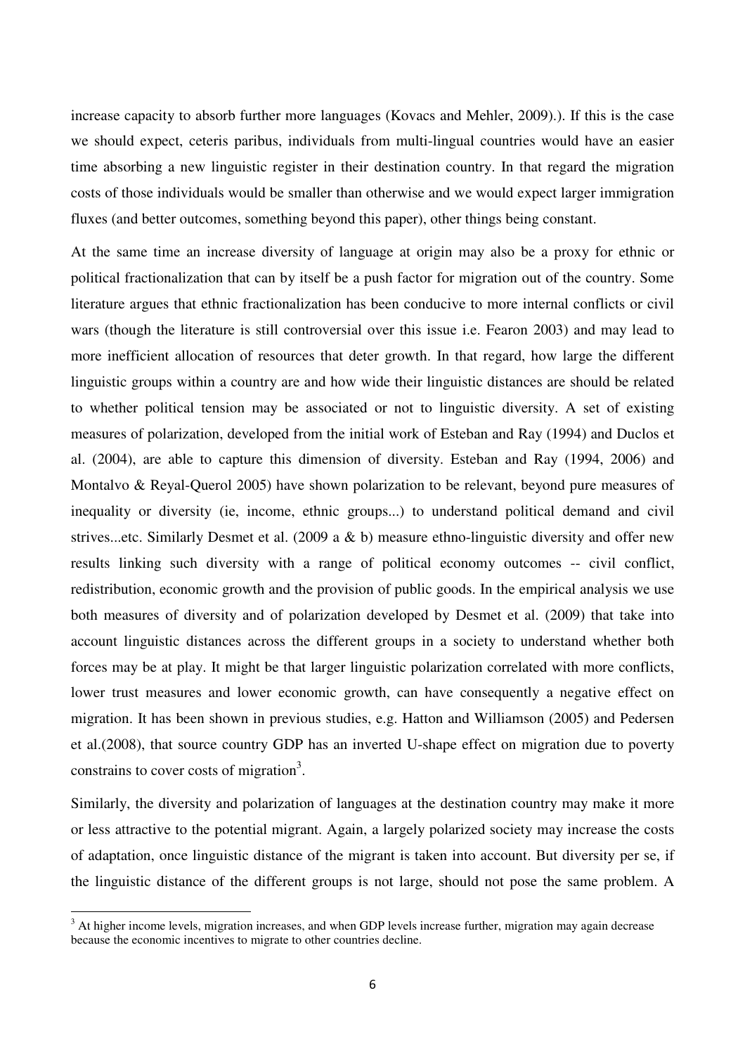increase capacity to absorb further more languages (Kovacs and Mehler, 2009).). If this is the case we should expect, ceteris paribus, individuals from multi-lingual countries would have an easier time absorbing a new linguistic register in their destination country. In that regard the migration costs of those individuals would be smaller than otherwise and we would expect larger immigration fluxes (and better outcomes, something beyond this paper), other things being constant.

At the same time an increase diversity of language at origin may also be a proxy for ethnic or political fractionalization that can by itself be a push factor for migration out of the country. Some literature argues that ethnic fractionalization has been conducive to more internal conflicts or civil wars (though the literature is still controversial over this issue i.e. Fearon 2003) and may lead to more inefficient allocation of resources that deter growth. In that regard, how large the different linguistic groups within a country are and how wide their linguistic distances are should be related to whether political tension may be associated or not to linguistic diversity. A set of existing measures of polarization, developed from the initial work of Esteban and Ray (1994) and Duclos et al. (2004), are able to capture this dimension of diversity. Esteban and Ray (1994, 2006) and Montalvo & Reyal-Querol 2005) have shown polarization to be relevant, beyond pure measures of inequality or diversity (ie, income, ethnic groups...) to understand political demand and civil strives...etc. Similarly Desmet et al. (2009 a & b) measure ethno-linguistic diversity and offer new results linking such diversity with a range of political economy outcomes -- civil conflict, redistribution, economic growth and the provision of public goods. In the empirical analysis we use both measures of diversity and of polarization developed by Desmet et al. (2009) that take into account linguistic distances across the different groups in a society to understand whether both forces may be at play. It might be that larger linguistic polarization correlated with more conflicts, lower trust measures and lower economic growth, can have consequently a negative effect on migration. It has been shown in previous studies, e.g. Hatton and Williamson (2005) and Pedersen et al.(2008), that source country GDP has an inverted U-shape effect on migration due to poverty constrains to cover costs of migration[3].

Similarly, the diversity and polarization of languages at the destination country may make it more or less attractive to the potential migrant. Again, a largely polarized society may increase the costs of adaptation, once linguistic distance of the migrant is taken into account. But diversity per se, if the linguistic distance of the different groups is not large, should not pose the same problem. A

[3] At higher income levels, migration increases, and when GDP levels increase further, migration may again decrease because the economic incentives to migrate to other countries decline.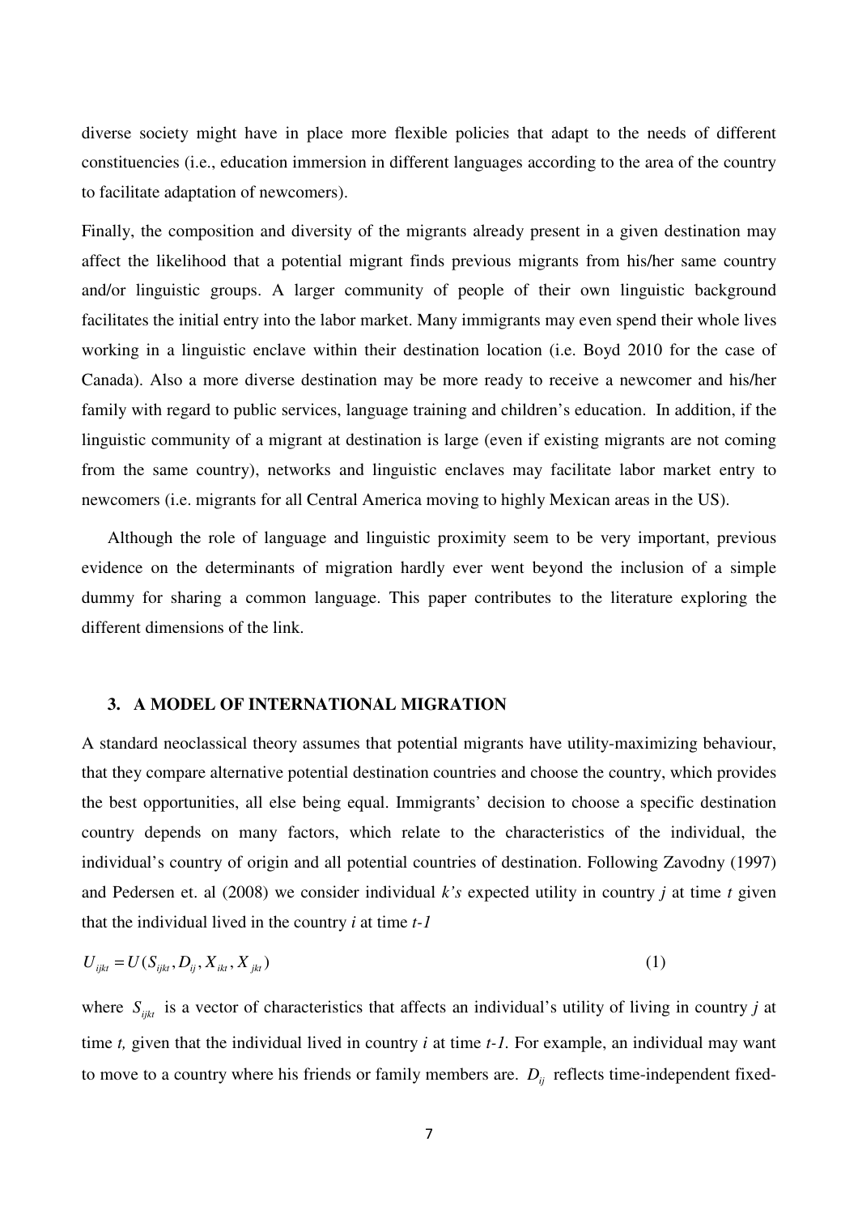diverse society might have in place more flexible policies that adapt to the needs of different constituencies (i.e., education immersion in different languages according to the area of the country to facilitate adaptation of newcomers).

Finally, the composition and diversity of the migrants already present in a given destination may affect the likelihood that a potential migrant finds previous migrants from his/her same country and/or linguistic groups. A larger community of people of their own linguistic background facilitates the initial entry into the labor market. Many immigrants may even spend their whole lives working in a linguistic enclave within their destination location (i.e. Boyd 2010 for the case of Canada). Also a more diverse destination may be more ready to receive a newcomer and his/her family with regard to public services, language training and children's education. In addition, if the linguistic community of a migrant at destination is large (even if existing migrants are not coming from the same country), networks and linguistic enclaves may facilitate labor market entry to newcomers (i.e. migrants for all Central America moving to highly Mexican areas in the US).

Although the role of language and linguistic proximity seem to be very important, previous evidence on the determinants of migration hardly ever went beyond the inclusion of a simple dummy for sharing a common language. This paper contributes to the literature exploring the different dimensions of the link.

## 3. A MODEL OF INTERNATIONAL MIGRATION

A standard neoclassical theory assumes that potential migrants have utility-maximizing behaviour, that they compare alternative potential destination countries and choose the country, which provides the best opportunities, all else being equal. Immigrants' decision to choose a specific destination country depends on many factors, which relate to the characteristics of the individual, the individual's country of origin and all potential countries of destination. Following Zavodny (1997) and Pedersen et. al (2008) we consider individual *k's* expected utility in country *j* at time *t* given that the individual lived in the country *i* at time *t-1*

$$U_{ijkt} = U(S_{ijkt}, D_{ij}, X_{ikt}, X_{jkt}) \qquad (1)$$

where $S_{ijkt}$ is a vector of characteristics that affects an individual's utility of living in country *j* at time *t,* given that the individual lived in country *i* at time *t-1.* For example, an individual may want to move to a country where his friends or family members are. $D_{ij}$ reflects time-independent fixed-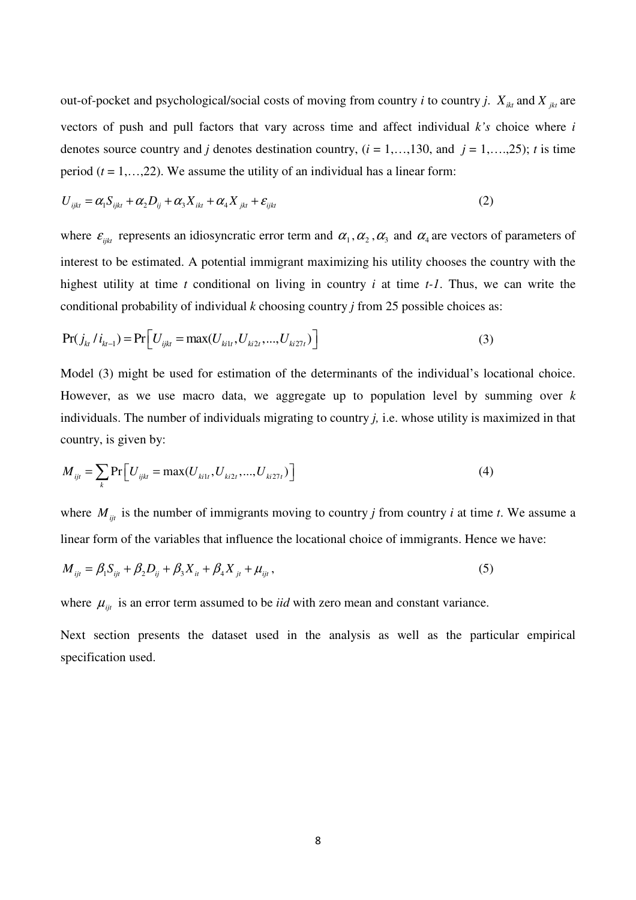out-of-pocket and psychological/social costs of moving from country *i* to country *j*. $X_{ikt}$ and $X_{jkt}$ are vectors of push and pull factors that vary across time and affect individual *k's* choice where *i* denotes source country and *j* denotes destination country, (*i* = 1,…,130, and *j* = 1,….,25); *t* is time period (*t* = 1,…,22). We assume the utility of an individual has a linear form:

$$U_{ijkt} = \alpha_1 S_{ijkt} + \alpha_2 D_{ij} + \alpha_3 X_{ikt} + \alpha_4 X_{jkt} + \varepsilon_{ijkt} \tag{2}$$

where $\varepsilon_{ijkt}$ represents an idiosyncratic error term and $\alpha_1, \alpha_2, \alpha_3$ and $\alpha_4$ are vectors of parameters of interest to be estimated. A potential immigrant maximizing his utility chooses the country with the highest utility at time *t* conditional on living in country *i* at time *t-1*. Thus, we can write the conditional probability of individual *k* choosing country *j* from 25 possible choices as:

$$\Pr(j_{kt} / i_{kt-1}) = \Pr\left[U_{ijkt} = \max(U_{ki1t}, U_{ki2t}, ..., U_{ki27t})\right] \tag{3}$$

Model (3) might be used for estimation of the determinants of the individual's locational choice. However, as we use macro data, we aggregate up to population level by summing over *k* individuals. The number of individuals migrating to country *j,* i.e. whose utility is maximized in that country, is given by:

$$M_{ijt} = \sum_k \Pr\left[U_{ijkt} = \max(U_{ki1t}, U_{ki2t}, ..., U_{ki27t})\right] \tag{4}$$

where $M_{ijt}$ is the number of immigrants moving to country *j* from country *i* at time *t*. We assume a linear form of the variables that influence the locational choice of immigrants. Hence we have:

$$M_{ijt} = \beta_1 S_{ijt} + \beta_2 D_{ij} + \beta_3 X_{it} + \beta_4 X_{jt} + \mu_{ijt}, \tag{5}$$

where $\mu_{ijt}$ is an error term assumed to be *iid* with zero mean and constant variance.

Next section presents the dataset used in the analysis as well as the particular empirical specification used.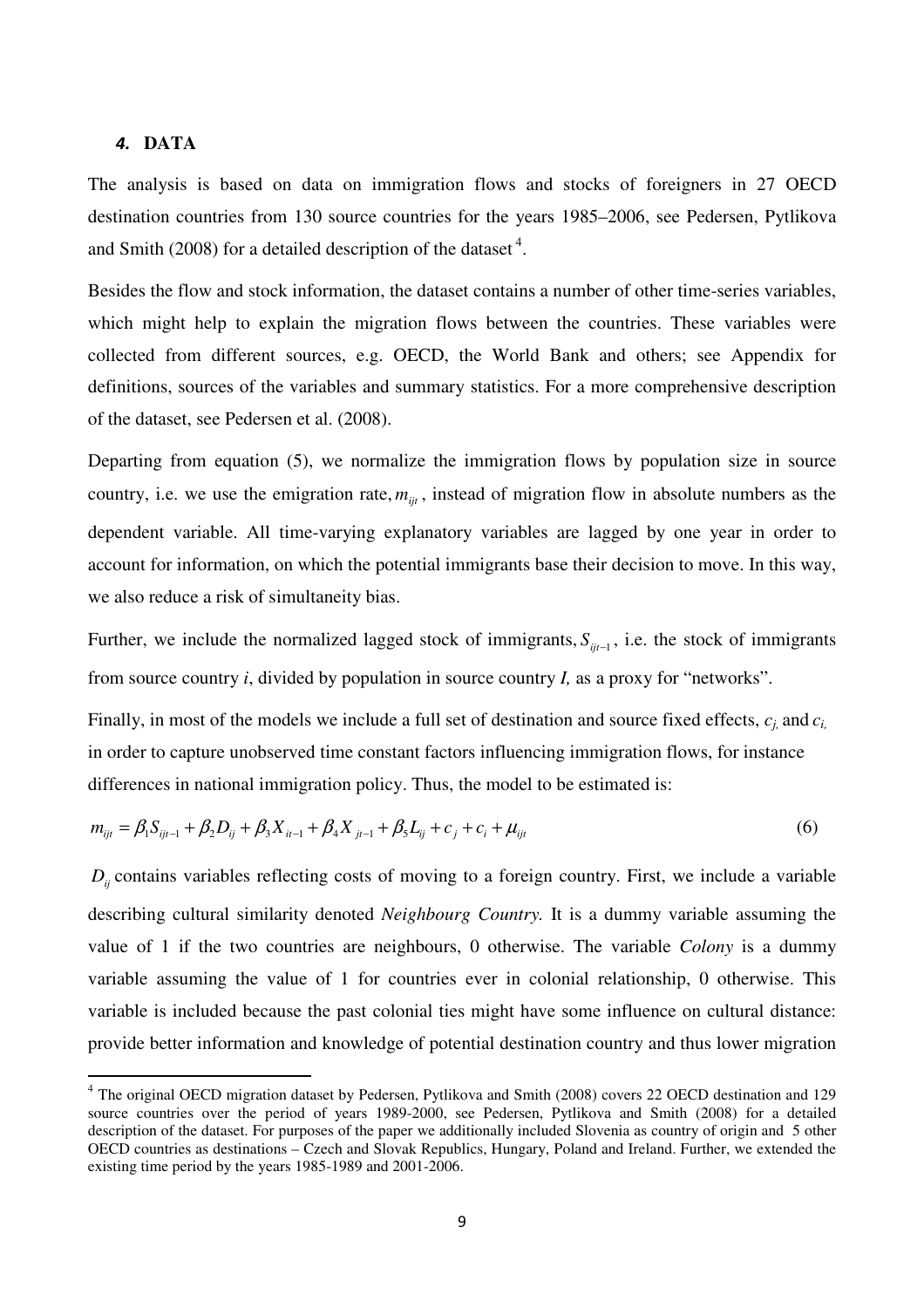## *4.* DATA

The analysis is based on data on immigration flows and stocks of foreigners in 27 OECD destination countries from 130 source countries for the years 1985–2006, see Pedersen, Pytlikova and Smith (2008) for a detailed description of the dataset [4].

Besides the flow and stock information, the dataset contains a number of other time-series variables, which might help to explain the migration flows between the countries. These variables were collected from different sources, e.g. OECD, the World Bank and others; see Appendix for definitions, sources of the variables and summary statistics. For a more comprehensive description of the dataset, see Pedersen et al. (2008).

Departing from equation (5), we normalize the immigration flows by population size in source country, i.e. we use the emigration rate, $m_{ijt}$, instead of migration flow in absolute numbers as the dependent variable. All time-varying explanatory variables are lagged by one year in order to account for information, on which the potential immigrants base their decision to move. In this way, we also reduce a risk of simultaneity bias.

Further, we include the normalized lagged stock of immigrants, $S_{ijt-1}$, i.e. the stock of immigrants from source country *i*, divided by population in source country *I,* as a proxy for "networks".

Finally, in most of the models we include a full set of destination and source fixed effects, $c_j$ and $c_i$, in order to capture unobserved time constant factors influencing immigration flows, for instance differences in national immigration policy. Thus, the model to be estimated is:

$$m_{ijt} = \beta_1 S_{ijt-1} + \beta_2 D_{ij} + \beta_3 X_{it-1} + \beta_4 X_{jt-1} + \beta_5 L_{ij} + c_j + c_i + \mu_{ijt} \tag{6}$$

$D_{ij}$ contains variables reflecting costs of moving to a foreign country. First, we include a variable describing cultural similarity denoted *Neighbourg Country.* It is a dummy variable assuming the value of 1 if the two countries are neighbours, 0 otherwise. The variable *Colony* is a dummy variable assuming the value of 1 for countries ever in colonial relationship, 0 otherwise. This variable is included because the past colonial ties might have some influence on cultural distance: provide better information and knowledge of potential destination country and thus lower migration

[4] The original OECD migration dataset by Pedersen, Pytlikova and Smith (2008) covers 22 OECD destination and 129 source countries over the period of years 1989-2000, see Pedersen, Pytlikova and Smith (2008) for a detailed description of the dataset. For purposes of the paper we additionally included Slovenia as country of origin and 5 other OECD countries as destinations – Czech and Slovak Republics, Hungary, Poland and Ireland. Further, we extended the existing time period by the years 1985-1989 and 2001-2006.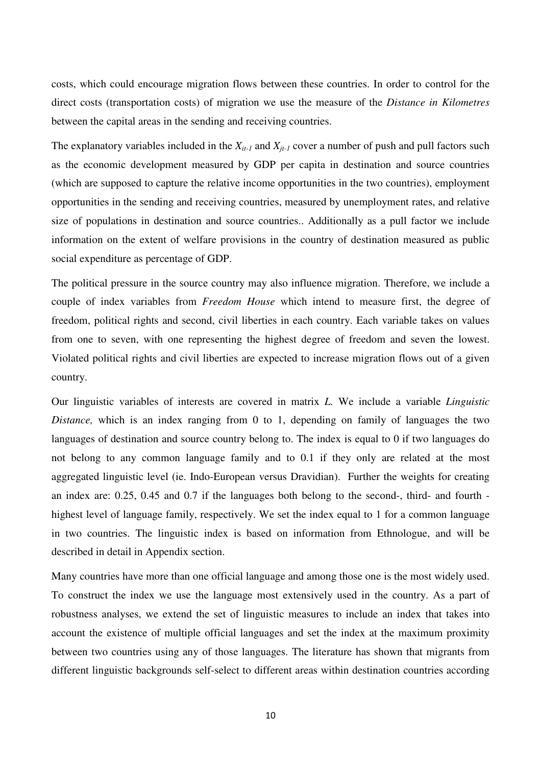costs, which could encourage migration flows between these countries. In order to control for the direct costs (transportation costs) of migration we use the measure of the *Distance in Kilometres* between the capital areas in the sending and receiving countries.

The explanatory variables included in the $X_{it-1}$ and $X_{jt-1}$ cover a number of push and pull factors such as the economic development measured by GDP per capita in destination and source countries (which are supposed to capture the relative income opportunities in the two countries), employment opportunities in the sending and receiving countries, measured by unemployment rates, and relative size of populations in destination and source countries.. Additionally as a pull factor we include information on the extent of welfare provisions in the country of destination measured as public social expenditure as percentage of GDP.

The political pressure in the source country may also influence migration. Therefore, we include a couple of index variables from *Freedom House* which intend to measure first, the degree of freedom, political rights and second, civil liberties in each country. Each variable takes on values from one to seven, with one representing the highest degree of freedom and seven the lowest. Violated political rights and civil liberties are expected to increase migration flows out of a given country.

Our linguistic variables of interests are covered in matrix *L.* We include a variable *Linguistic Distance,* which is an index ranging from 0 to 1, depending on family of languages the two languages of destination and source country belong to. The index is equal to 0 if two languages do not belong to any common language family and to 0.1 if they only are related at the most aggregated linguistic level (ie. Indo-European versus Dravidian). Further the weights for creating an index are: 0.25, 0.45 and 0.7 if the languages both belong to the second-, third- and fourth - highest level of language family, respectively. We set the index equal to 1 for a common language in two countries. The linguistic index is based on information from Ethnologue, and will be described in detail in Appendix section.

Many countries have more than one official language and among those one is the most widely used. To construct the index we use the language most extensively used in the country. As a part of robustness analyses, we extend the set of linguistic measures to include an index that takes into account the existence of multiple official languages and set the index at the maximum proximity between two countries using any of those languages. The literature has shown that migrants from different linguistic backgrounds self-select to different areas within destination countries according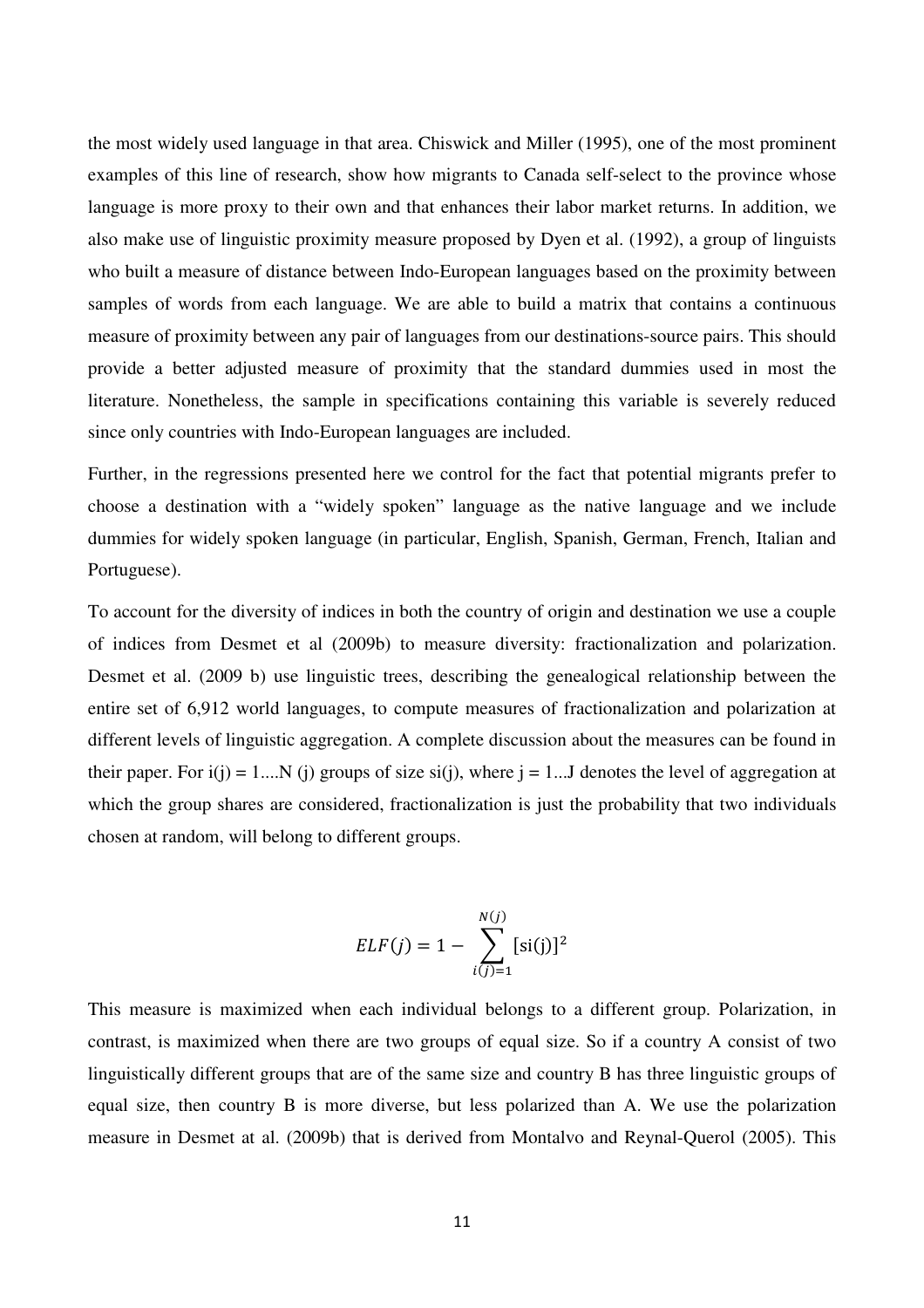the most widely used language in that area. Chiswick and Miller (1995), one of the most prominent examples of this line of research, show how migrants to Canada self-select to the province whose language is more proxy to their own and that enhances their labor market returns. In addition, we also make use of linguistic proximity measure proposed by Dyen et al. (1992), a group of linguists who built a measure of distance between Indo-European languages based on the proximity between samples of words from each language. We are able to build a matrix that contains a continuous measure of proximity between any pair of languages from our destinations-source pairs. This should provide a better adjusted measure of proximity that the standard dummies used in most the literature. Nonetheless, the sample in specifications containing this variable is severely reduced since only countries with Indo-European languages are included.

Further, in the regressions presented here we control for the fact that potential migrants prefer to choose a destination with a "widely spoken" language as the native language and we include dummies for widely spoken language (in particular, English, Spanish, German, French, Italian and Portuguese).

To account for the diversity of indices in both the country of origin and destination we use a couple of indices from Desmet et al (2009b) to measure diversity: fractionalization and polarization. Desmet et al. (2009 b) use linguistic trees, describing the genealogical relationship between the entire set of 6,912 world languages, to compute measures of fractionalization and polarization at different levels of linguistic aggregation. A complete discussion about the measures can be found in their paper. For $i(j) = 1....N(j)$ groups of size $si(j)$, where $j = 1...J$ denotes the level of aggregation at which the group shares are considered, fractionalization is just the probability that two individuals chosen at random, will belong to different groups.

$$ELF(j) = 1 - \sum_{i(j)=1}^{N(j)} [\mathrm{si(j)}]^2$$

This measure is maximized when each individual belongs to a different group. Polarization, in contrast, is maximized when there are two groups of equal size. So if a country A consist of two linguistically different groups that are of the same size and country B has three linguistic groups of equal size, then country B is more diverse, but less polarized than A. We use the polarization measure in Desmet at al. (2009b) that is derived from Montalvo and Reynal-Querol (2005). This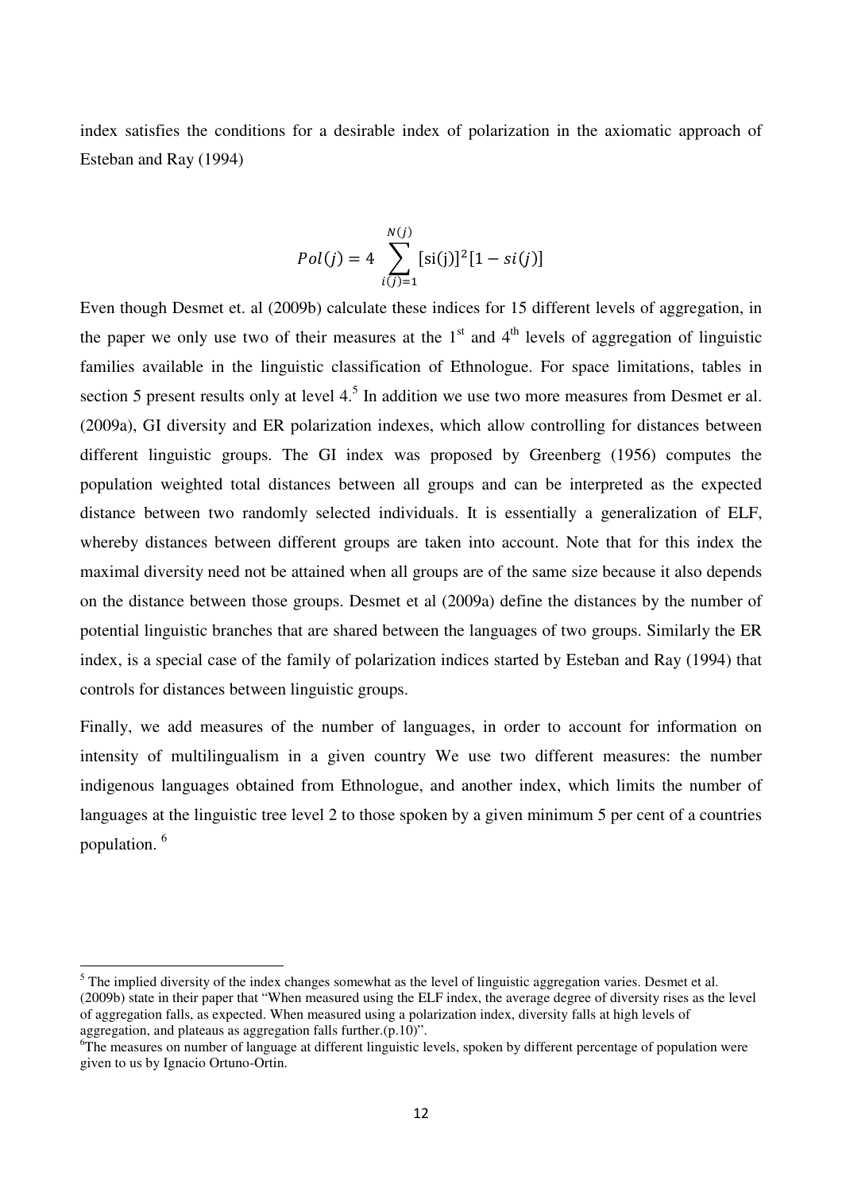index satisfies the conditions for a desirable index of polarization in the axiomatic approach of Esteban and Ray (1994)

$$Pol(j) = 4 \sum_{i(j)=1}^{N(j)} [\mathrm{si(j)}]^2 [1 - si(j)]$$

Even though Desmet et. al (2009b) calculate these indices for 15 different levels of aggregation, in the paper we only use two of their measures at the 1st and 4th levels of aggregation of linguistic families available in the linguistic classification of Ethnologue. For space limitations, tables in section 5 present results only at level 4.[5] In addition we use two more measures from Desmet er al. (2009a), GI diversity and ER polarization indexes, which allow controlling for distances between different linguistic groups. The GI index was proposed by Greenberg (1956) computes the population weighted total distances between all groups and can be interpreted as the expected distance between two randomly selected individuals. It is essentially a generalization of ELF, whereby distances between different groups are taken into account. Note that for this index the maximal diversity need not be attained when all groups are of the same size because it also depends on the distance between those groups. Desmet et al (2009a) define the distances by the number of potential linguistic branches that are shared between the languages of two groups. Similarly the ER index, is a special case of the family of polarization indices started by Esteban and Ray (1994) that controls for distances between linguistic groups.

Finally, we add measures of the number of languages, in order to account for information on intensity of multilingualism in a given country We use two different measures: the number indigenous languages obtained from Ethnologue, and another index, which limits the number of languages at the linguistic tree level 2 to those spoken by a given minimum 5 per cent of a countries population. [6]

---

[5] The implied diversity of the index changes somewhat as the level of linguistic aggregation varies. Desmet et al. (2009b) state in their paper that "When measured using the ELF index, the average degree of diversity rises as the level of aggregation falls, as expected. When measured using a polarization index, diversity falls at high levels of aggregation, and plateaus as aggregation falls further.(p.10)".

[6] The measures on number of language at different linguistic levels, spoken by different percentage of population were given to us by Ignacio Ortuno-Ortin.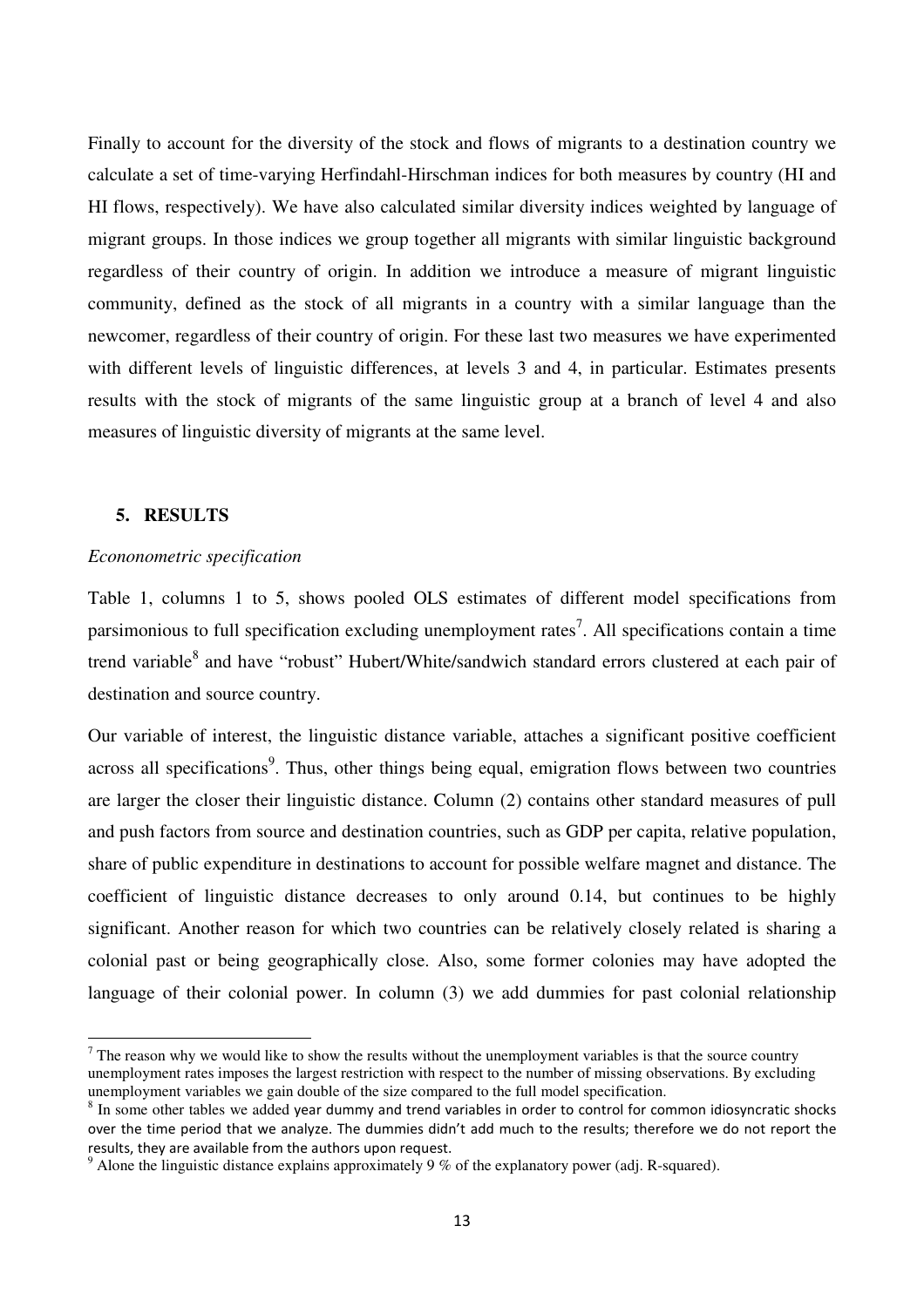Finally to account for the diversity of the stock and flows of migrants to a destination country we calculate a set of time-varying Herfindahl-Hirschman indices for both measures by country (HI and HI flows, respectively). We have also calculated similar diversity indices weighted by language of migrant groups. In those indices we group together all migrants with similar linguistic background regardless of their country of origin. In addition we introduce a measure of migrant linguistic community, defined as the stock of all migrants in a country with a similar language than the newcomer, regardless of their country of origin. For these last two measures we have experimented with different levels of linguistic differences, at levels 3 and 4, in particular. Estimates presents results with the stock of migrants of the same linguistic group at a branch of level 4 and also measures of linguistic diversity of migrants at the same level.

## 5. RESULTS

*Econonometric specification*

Table 1, columns 1 to 5, shows pooled OLS estimates of different model specifications from parsimonious to full specification excluding unemployment rates[7]. All specifications contain a time trend variable[8] and have "robust" Hubert/White/sandwich standard errors clustered at each pair of destination and source country.

Our variable of interest, the linguistic distance variable, attaches a significant positive coefficient across all specifications[9]. Thus, other things being equal, emigration flows between two countries are larger the closer their linguistic distance. Column (2) contains other standard measures of pull and push factors from source and destination countries, such as GDP per capita, relative population, share of public expenditure in destinations to account for possible welfare magnet and distance. The coefficient of linguistic distance decreases to only around 0.14, but continues to be highly significant. Another reason for which two countries can be relatively closely related is sharing a colonial past or being geographically close. Also, some former colonies may have adopted the language of their colonial power. In column (3) we add dummies for past colonial relationship

---

[7] The reason why we would like to show the results without the unemployment variables is that the source country unemployment rates imposes the largest restriction with respect to the number of missing observations. By excluding unemployment variables we gain double of the size compared to the full model specification.

[8] In some other tables we added year dummy and trend variables in order to control for common idiosyncratic shocks over the time period that we analyze. The dummies didn't add much to the results; therefore we do not report the results, they are available from the authors upon request.

[9] Alone the linguistic distance explains approximately 9 % of the explanatory power (adj. R-squared).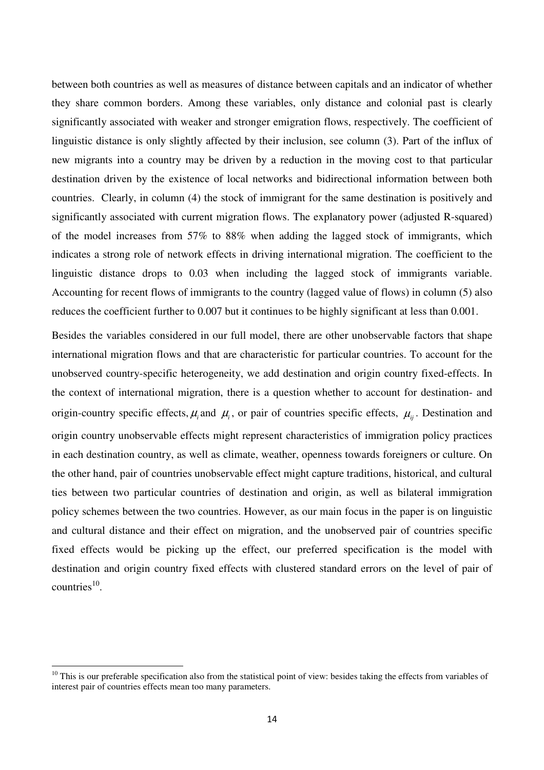between both countries as well as measures of distance between capitals and an indicator of whether they share common borders. Among these variables, only distance and colonial past is clearly significantly associated with weaker and stronger emigration flows, respectively. The coefficient of linguistic distance is only slightly affected by their inclusion, see column (3). Part of the influx of new migrants into a country may be driven by a reduction in the moving cost to that particular destination driven by the existence of local networks and bidirectional information between both countries. Clearly, in column (4) the stock of immigrant for the same destination is positively and significantly associated with current migration flows. The explanatory power (adjusted R-squared) of the model increases from 57% to 88% when adding the lagged stock of immigrants, which indicates a strong role of network effects in driving international migration. The coefficient to the linguistic distance drops to 0.03 when including the lagged stock of immigrants variable. Accounting for recent flows of immigrants to the country (lagged value of flows) in column (5) also reduces the coefficient further to 0.007 but it continues to be highly significant at less than 0.001.

Besides the variables considered in our full model, there are other unobservable factors that shape international migration flows and that are characteristic for particular countries. To account for the unobserved country-specific heterogeneity, we add destination and origin country fixed-effects. In the context of international migration, there is a question whether to account for destination- and origin-country specific effects, $\mu_i$ and $\mu_i$, or pair of countries specific effects, $\mu_{ij}$. Destination and origin country unobservable effects might represent characteristics of immigration policy practices in each destination country, as well as climate, weather, openness towards foreigners or culture. On the other hand, pair of countries unobservable effect might capture traditions, historical, and cultural ties between two particular countries of destination and origin, as well as bilateral immigration policy schemes between the two countries. However, as our main focus in the paper is on linguistic and cultural distance and their effect on migration, and the unobserved pair of countries specific fixed effects would be picking up the effect, our preferred specification is the model with destination and origin country fixed effects with clustered standard errors on the level of pair of countries[10].

[10] This is our preferable specification also from the statistical point of view: besides taking the effects from variables of interest pair of countries effects mean too many parameters.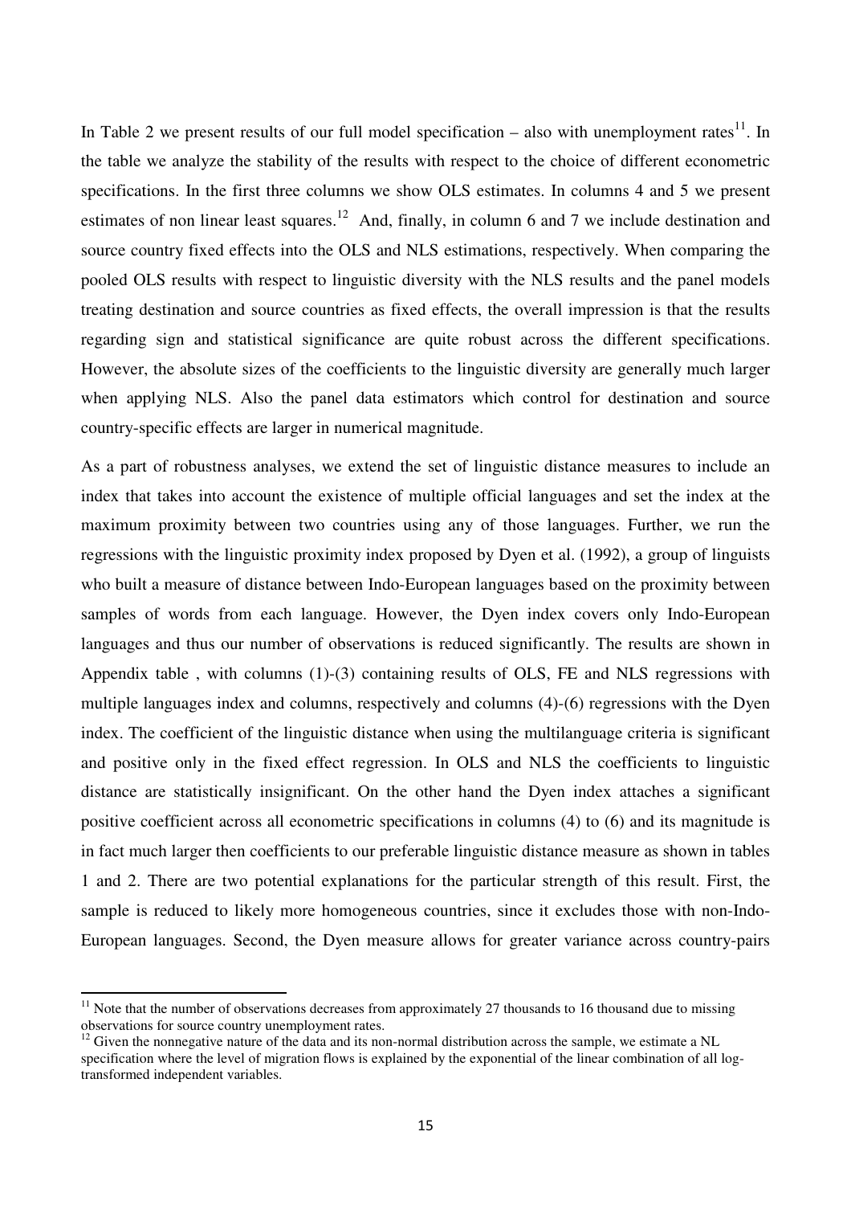In Table 2 we present results of our full model specification – also with unemployment rates[11]. In the table we analyze the stability of the results with respect to the choice of different econometric specifications. In the first three columns we show OLS estimates. In columns 4 and 5 we present estimates of non linear least squares.[12] And, finally, in column 6 and 7 we include destination and source country fixed effects into the OLS and NLS estimations, respectively. When comparing the pooled OLS results with respect to linguistic diversity with the NLS results and the panel models treating destination and source countries as fixed effects, the overall impression is that the results regarding sign and statistical significance are quite robust across the different specifications. However, the absolute sizes of the coefficients to the linguistic diversity are generally much larger when applying NLS. Also the panel data estimators which control for destination and source country-specific effects are larger in numerical magnitude.

As a part of robustness analyses, we extend the set of linguistic distance measures to include an index that takes into account the existence of multiple official languages and set the index at the maximum proximity between two countries using any of those languages. Further, we run the regressions with the linguistic proximity index proposed by Dyen et al. (1992), a group of linguists who built a measure of distance between Indo-European languages based on the proximity between samples of words from each language. However, the Dyen index covers only Indo-European languages and thus our number of observations is reduced significantly. The results are shown in Appendix table , with columns (1)-(3) containing results of OLS, FE and NLS regressions with multiple languages index and columns, respectively and columns (4)-(6) regressions with the Dyen index. The coefficient of the linguistic distance when using the multilanguage criteria is significant and positive only in the fixed effect regression. In OLS and NLS the coefficients to linguistic distance are statistically insignificant. On the other hand the Dyen index attaches a significant positive coefficient across all econometric specifications in columns (4) to (6) and its magnitude is in fact much larger then coefficients to our preferable linguistic distance measure as shown in tables 1 and 2. There are two potential explanations for the particular strength of this result. First, the sample is reduced to likely more homogeneous countries, since it excludes those with non-Indo-European languages. Second, the Dyen measure allows for greater variance across country-pairs

[11] Note that the number of observations decreases from approximately 27 thousands to 16 thousand due to missing observations for source country unemployment rates.

[12] Given the nonnegative nature of the data and its non-normal distribution across the sample, we estimate a NL specification where the level of migration flows is explained by the exponential of the linear combination of all log-transformed independent variables.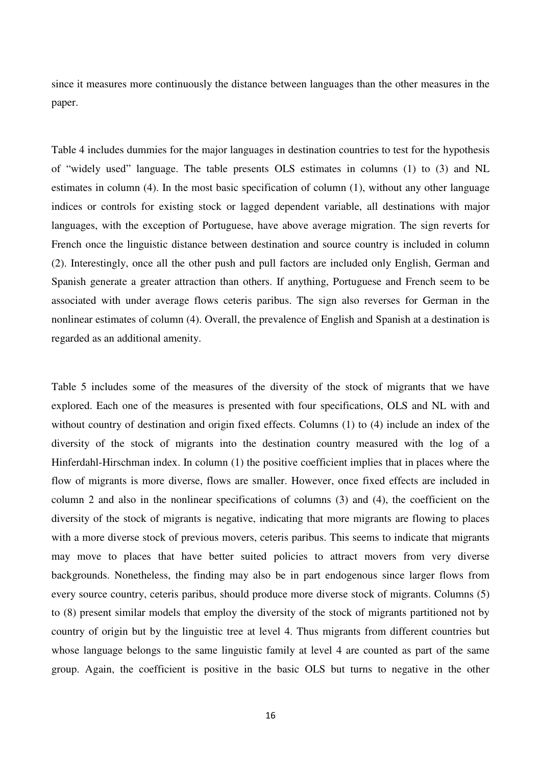since it measures more continuously the distance between languages than the other measures in the paper.

Table 4 includes dummies for the major languages in destination countries to test for the hypothesis of "widely used" language. The table presents OLS estimates in columns (1) to (3) and NL estimates in column (4). In the most basic specification of column (1), without any other language indices or controls for existing stock or lagged dependent variable, all destinations with major languages, with the exception of Portuguese, have above average migration. The sign reverts for French once the linguistic distance between destination and source country is included in column (2). Interestingly, once all the other push and pull factors are included only English, German and Spanish generate a greater attraction than others. If anything, Portuguese and French seem to be associated with under average flows ceteris paribus. The sign also reverses for German in the nonlinear estimates of column (4). Overall, the prevalence of English and Spanish at a destination is regarded as an additional amenity.

Table 5 includes some of the measures of the diversity of the stock of migrants that we have explored. Each one of the measures is presented with four specifications, OLS and NL with and without country of destination and origin fixed effects. Columns (1) to (4) include an index of the diversity of the stock of migrants into the destination country measured with the log of a Hinferdahl-Hirschman index. In column (1) the positive coefficient implies that in places where the flow of migrants is more diverse, flows are smaller. However, once fixed effects are included in column 2 and also in the nonlinear specifications of columns (3) and (4), the coefficient on the diversity of the stock of migrants is negative, indicating that more migrants are flowing to places with a more diverse stock of previous movers, ceteris paribus. This seems to indicate that migrants may move to places that have better suited policies to attract movers from very diverse backgrounds. Nonetheless, the finding may also be in part endogenous since larger flows from every source country, ceteris paribus, should produce more diverse stock of migrants. Columns (5) to (8) present similar models that employ the diversity of the stock of migrants partitioned not by country of origin but by the linguistic tree at level 4. Thus migrants from different countries but whose language belongs to the same linguistic family at level 4 are counted as part of the same group. Again, the coefficient is positive in the basic OLS but turns to negative in the other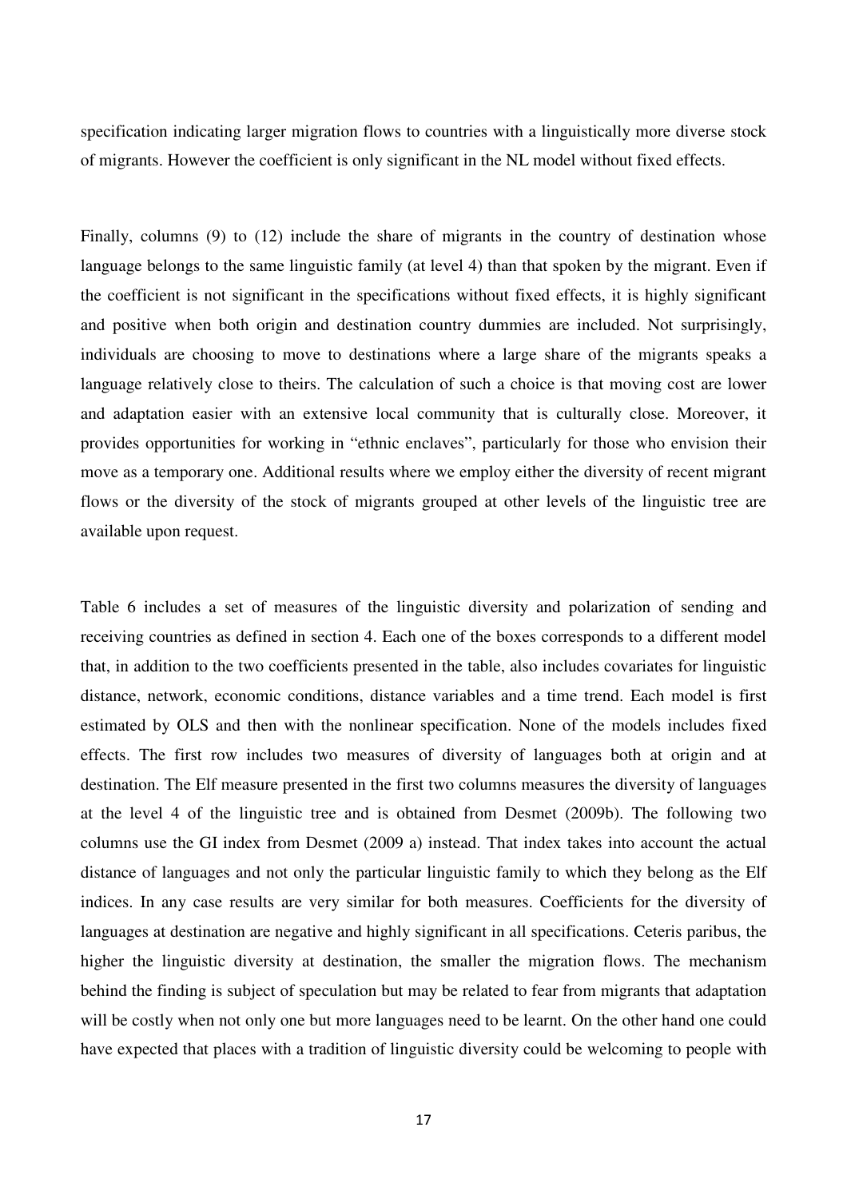specification indicating larger migration flows to countries with a linguistically more diverse stock of migrants. However the coefficient is only significant in the NL model without fixed effects.

Finally, columns (9) to (12) include the share of migrants in the country of destination whose language belongs to the same linguistic family (at level 4) than that spoken by the migrant. Even if the coefficient is not significant in the specifications without fixed effects, it is highly significant and positive when both origin and destination country dummies are included. Not surprisingly, individuals are choosing to move to destinations where a large share of the migrants speaks a language relatively close to theirs. The calculation of such a choice is that moving cost are lower and adaptation easier with an extensive local community that is culturally close. Moreover, it provides opportunities for working in "ethnic enclaves", particularly for those who envision their move as a temporary one. Additional results where we employ either the diversity of recent migrant flows or the diversity of the stock of migrants grouped at other levels of the linguistic tree are available upon request.

Table 6 includes a set of measures of the linguistic diversity and polarization of sending and receiving countries as defined in section 4. Each one of the boxes corresponds to a different model that, in addition to the two coefficients presented in the table, also includes covariates for linguistic distance, network, economic conditions, distance variables and a time trend. Each model is first estimated by OLS and then with the nonlinear specification. None of the models includes fixed effects. The first row includes two measures of diversity of languages both at origin and at destination. The Elf measure presented in the first two columns measures the diversity of languages at the level 4 of the linguistic tree and is obtained from Desmet (2009b). The following two columns use the GI index from Desmet (2009 a) instead. That index takes into account the actual distance of languages and not only the particular linguistic family to which they belong as the Elf indices. In any case results are very similar for both measures. Coefficients for the diversity of languages at destination are negative and highly significant in all specifications. Ceteris paribus, the higher the linguistic diversity at destination, the smaller the migration flows. The mechanism behind the finding is subject of speculation but may be related to fear from migrants that adaptation will be costly when not only one but more languages need to be learnt. On the other hand one could have expected that places with a tradition of linguistic diversity could be welcoming to people with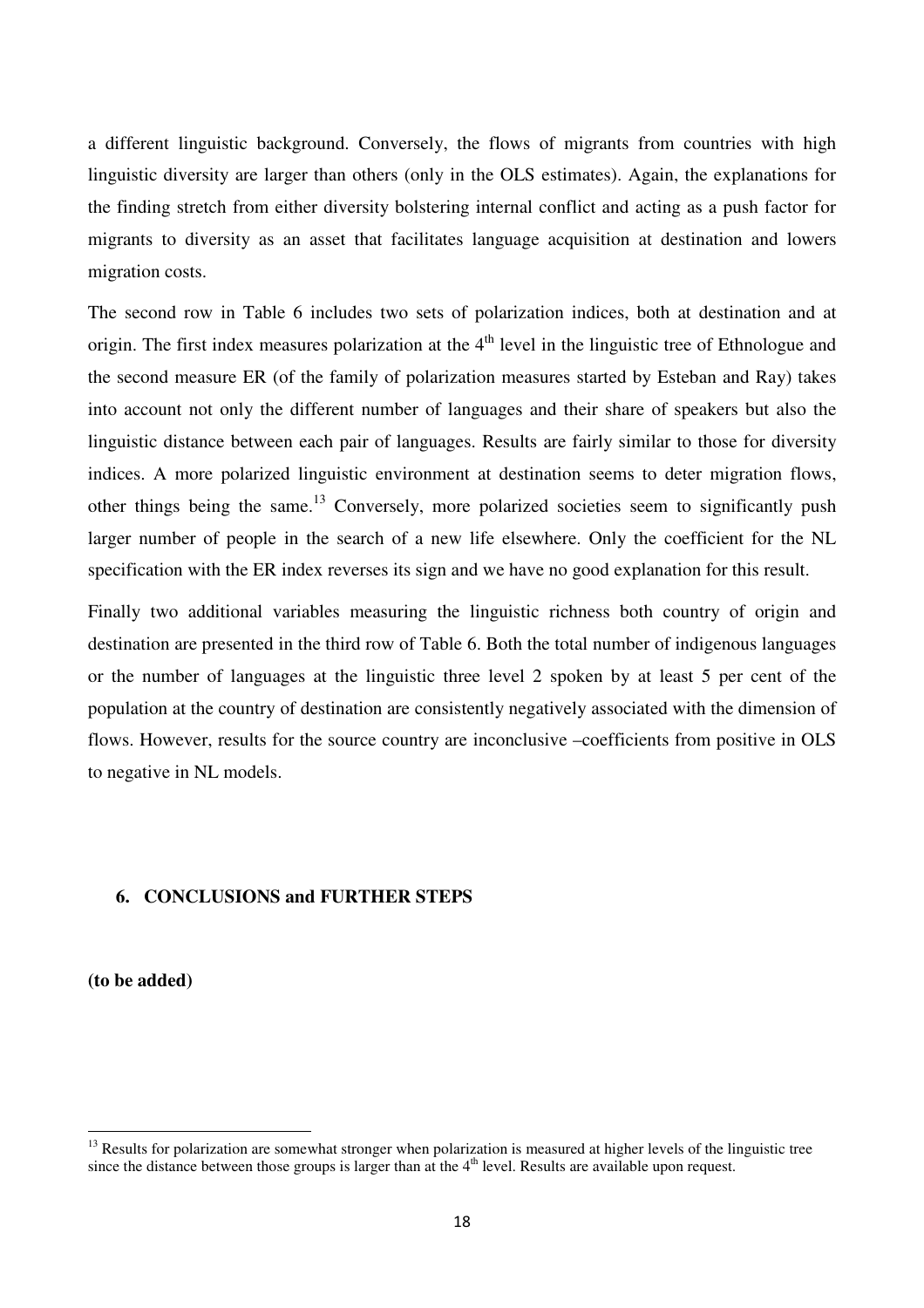a different linguistic background. Conversely, the flows of migrants from countries with high linguistic diversity are larger than others (only in the OLS estimates). Again, the explanations for the finding stretch from either diversity bolstering internal conflict and acting as a push factor for migrants to diversity as an asset that facilitates language acquisition at destination and lowers migration costs.

The second row in Table 6 includes two sets of polarization indices, both at destination and at origin. The first index measures polarization at the 4th level in the linguistic tree of Ethnologue and the second measure ER (of the family of polarization measures started by Esteban and Ray) takes into account not only the different number of languages and their share of speakers but also the linguistic distance between each pair of languages. Results are fairly similar to those for diversity indices. A more polarized linguistic environment at destination seems to deter migration flows, other things being the same.[13] Conversely, more polarized societies seem to significantly push larger number of people in the search of a new life elsewhere. Only the coefficient for the NL specification with the ER index reverses its sign and we have no good explanation for this result.

Finally two additional variables measuring the linguistic richness both country of origin and destination are presented in the third row of Table 6. Both the total number of indigenous languages or the number of languages at the linguistic three level 2 spoken by at least 5 per cent of the population at the country of destination are consistently negatively associated with the dimension of flows. However, results for the source country are inconclusive –coefficients from positive in OLS to negative in NL models.

## 6. CONCLUSIONS and FURTHER STEPS

**(to be added)**

---

[13] Results for polarization are somewhat stronger when polarization is measured at higher levels of the linguistic tree since the distance between those groups is larger than at the 4th level. Results are available upon request.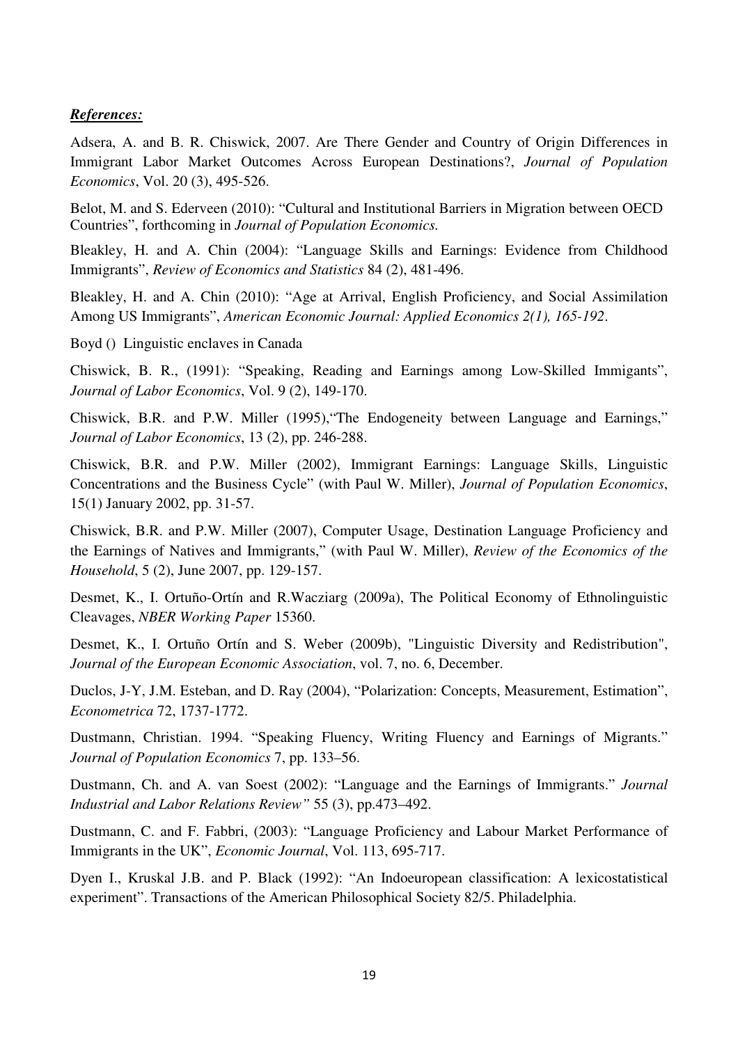***References:***

Adsera, A. and B. R. Chiswick, 2007. Are There Gender and Country of Origin Differences in Immigrant Labor Market Outcomes Across European Destinations?, *Journal of Population Economics*, Vol. 20 (3), 495-526.

Belot, M. and S. Ederveen (2010): "Cultural and Institutional Barriers in Migration between OECD Countries", forthcoming in *Journal of Population Economics.*

Bleakley, H. and A. Chin (2004): "Language Skills and Earnings: Evidence from Childhood Immigrants", *Review of Economics and Statistics* 84 (2), 481-496.

Bleakley, H. and A. Chin (2010): "Age at Arrival, English Proficiency, and Social Assimilation Among US Immigrants", *American Economic Journal: Applied Economics 2(1), 165-192*.

Boyd () Linguistic enclaves in Canada

Chiswick, B. R., (1991): "Speaking, Reading and Earnings among Low-Skilled Immigants", *Journal of Labor Economics*, Vol. 9 (2), 149-170.

Chiswick, B.R. and P.W. Miller (1995),"The Endogeneity between Language and Earnings," *Journal of Labor Economics*, 13 (2), pp. 246-288.

Chiswick, B.R. and P.W. Miller (2002), Immigrant Earnings: Language Skills, Linguistic Concentrations and the Business Cycle" (with Paul W. Miller), *Journal of Population Economics*, 15(1) January 2002, pp. 31-57.

Chiswick, B.R. and P.W. Miller (2007), Computer Usage, Destination Language Proficiency and the Earnings of Natives and Immigrants," (with Paul W. Miller), *Review of the Economics of the Household*, 5 (2), June 2007, pp. 129-157.

Desmet, K., I. Ortuño-Ortín and R.Wacziarg (2009a), The Political Economy of Ethnolinguistic Cleavages, *NBER Working Paper* 15360.

Desmet, K., I. Ortuño Ortín and S. Weber (2009b), "Linguistic Diversity and Redistribution", *Journal of the European Economic Association*, vol. 7, no. 6, December.

Duclos, J-Y, J.M. Esteban, and D. Ray (2004), "Polarization: Concepts, Measurement, Estimation", *Econometrica* 72, 1737-1772.

Dustmann, Christian. 1994. "Speaking Fluency, Writing Fluency and Earnings of Migrants." *Journal of Population Economics* 7, pp. 133–56.

Dustmann, Ch. and A. van Soest (2002): "Language and the Earnings of Immigrants." *Journal Industrial and Labor Relations Review"* 55 (3), pp.473–492.

Dustmann, C. and F. Fabbri, (2003): "Language Proficiency and Labour Market Performance of Immigrants in the UK", *Economic Journal*, Vol. 113, 695-717.

Dyen I., Kruskal J.B. and P. Black (1992): "An Indoeuropean classification: A lexicostatistical experiment". Transactions of the American Philosophical Society 82/5. Philadelphia.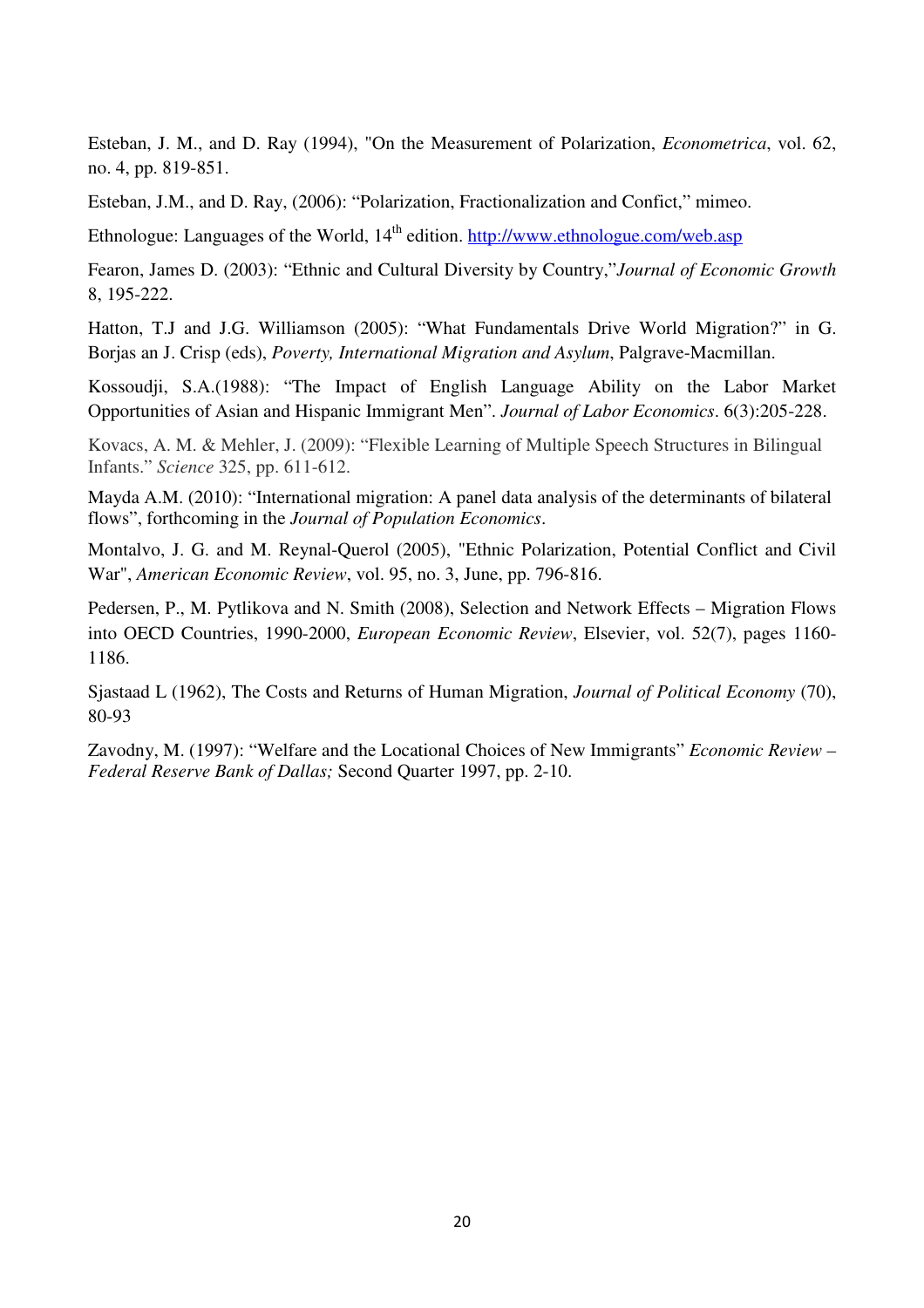Esteban, J. M., and D. Ray (1994), "On the Measurement of Polarization, *Econometrica*, vol. 62, no. 4, pp. 819-851.

Esteban, J.M., and D. Ray, (2006): "Polarization, Fractionalization and Confict," mimeo.

Ethnologue: Languages of the World, 14th edition. http://www.ethnologue.com/web.asp

Fearon, James D. (2003): "Ethnic and Cultural Diversity by Country,"*Journal of Economic Growth* 8, 195-222.

Hatton, T.J and J.G. Williamson (2005): "What Fundamentals Drive World Migration?" in G. Borjas an J. Crisp (eds), *Poverty, International Migration and Asylum*, Palgrave-Macmillan.

Kossoudji, S.A.(1988): "The Impact of English Language Ability on the Labor Market Opportunities of Asian and Hispanic Immigrant Men". *Journal of Labor Economics*. 6(3):205-228.

Kovacs, A. M. & Mehler, J. (2009): "Flexible Learning of Multiple Speech Structures in Bilingual Infants." *Science* 325, pp. 611-612.

Mayda A.M. (2010): "International migration: A panel data analysis of the determinants of bilateral flows", forthcoming in the *Journal of Population Economics*.

Montalvo, J. G. and M. Reynal-Querol (2005), "Ethnic Polarization, Potential Conflict and Civil War", *American Economic Review*, vol. 95, no. 3, June, pp. 796-816.

Pedersen, P., M. Pytlikova and N. Smith (2008), Selection and Network Effects – Migration Flows into OECD Countries, 1990-2000, *European Economic Review*, Elsevier, vol. 52(7), pages 1160-1186.

Sjastaad L (1962), The Costs and Returns of Human Migration, *Journal of Political Economy* (70), 80-93

Zavodny, M. (1997): "Welfare and the Locational Choices of New Immigrants" *Economic Review – Federal Reserve Bank of Dallas;* Second Quarter 1997, pp. 2-10.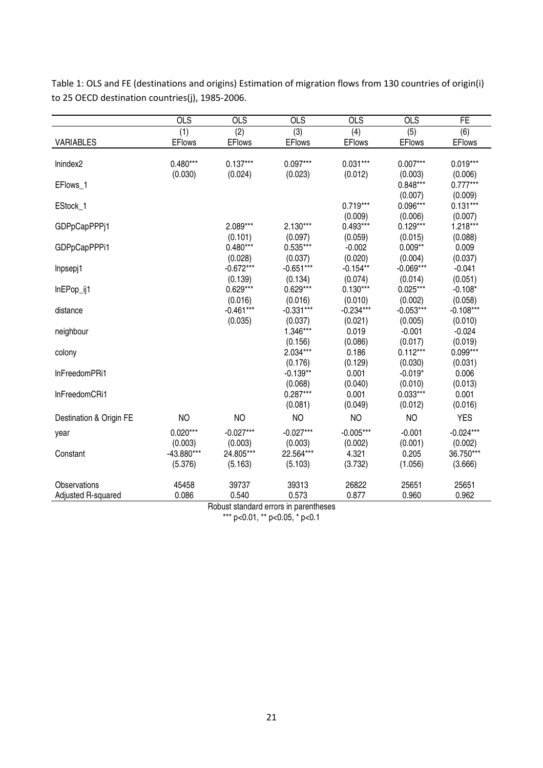Table 1: OLS and FE (destinations and origins) Estimation of migration flows from 130 countries of origin(i) to 25 OECD destination countries(j), 1985-2006.

| | OLS | OLS | OLS | OLS | OLS | FE |
|---|---|---|---|---|---|---|
| | (1) | (2) | (3) | (4) | (5) | (6) |
| VARIABLES | EFlows | EFlows | EFlows | EFlows | EFlows | EFlows |
| lnindex2 | 0.480*** | 0.137*** | 0.097*** | 0.031*** | 0.007*** | 0.019*** |
| | (0.030) | (0.024) | (0.023) | (0.012) | (0.003) | (0.006) |
| EFlows_1 | | | | | 0.848*** | 0.777*** |
| | | | | | (0.007) | (0.009) |
| EStock_1 | | | | 0.719*** | 0.096*** | 0.131*** |
| | | | | (0.009) | (0.006) | (0.007) |
| GDPpCapPPPj1 | | 2.089*** | 2.130*** | 0.493*** | 0.129*** | 1.218*** |
| | | (0.101) | (0.097) | (0.059) | (0.015) | (0.088) |
| GDPpCapPPPi1 | | 0.480*** | 0.535*** | -0.002 | 0.009** | 0.009 |
| | | (0.028) | (0.037) | (0.020) | (0.004) | (0.037) |
| lnpsepj1 | | -0.672*** | -0.651*** | -0.154** | -0.069*** | -0.041 |
| | | (0.139) | (0.134) | (0.074) | (0.014) | (0.051) |
| lnEPop_ij1 | | 0.629*** | 0.629*** | 0.130*** | 0.025*** | -0.108* |
| | | (0.016) | (0.016) | (0.010) | (0.002) | (0.058) |
| distance | | -0.461*** | -0.331*** | -0.234*** | -0.053*** | -0.108*** |
| | | (0.035) | (0.037) | (0.021) | (0.005) | (0.010) |
| neighbour | | | 1.346*** | 0.019 | -0.001 | -0.024 |
| | | | (0.156) | (0.086) | (0.017) | (0.019) |
| colony | | | 2.034*** | 0.186 | 0.112*** | 0.099*** |
| | | | (0.176) | (0.129) | (0.030) | (0.031) |
| lnFreedomPRi1 | | | -0.139** | 0.001 | -0.019* | 0.006 |
| | | | (0.068) | (0.040) | (0.010) | (0.013) |
| lnFreedomCRi1 | | | 0.287*** | 0.001 | 0.033*** | 0.001 |
| | | | (0.081) | (0.049) | (0.012) | (0.016) |
| Destination & Origin FE | NO | NO | NO | NO | NO | YES |
| year | 0.020*** | -0.027*** | -0.027*** | -0.005*** | -0.001 | -0.024*** |
| | (0.003) | (0.003) | (0.003) | (0.002) | (0.001) | (0.002) |
| Constant | -43.880*** | 24.805*** | 22.564*** | 4.321 | 0.205 | 36.750*** |
| | (5.376) | (5.163) | (5.103) | (3.732) | (1.056) | (3.666) |
| Observations | 45458 | 39737 | 39313 | 26822 | 25651 | 25651 |
| Adjusted R-squared | 0.086 | 0.540 | 0.573 | 0.877 | 0.960 | 0.962 |

Robust standard errors in parentheses

*** p<0.01, ** p<0.05, * p<0.1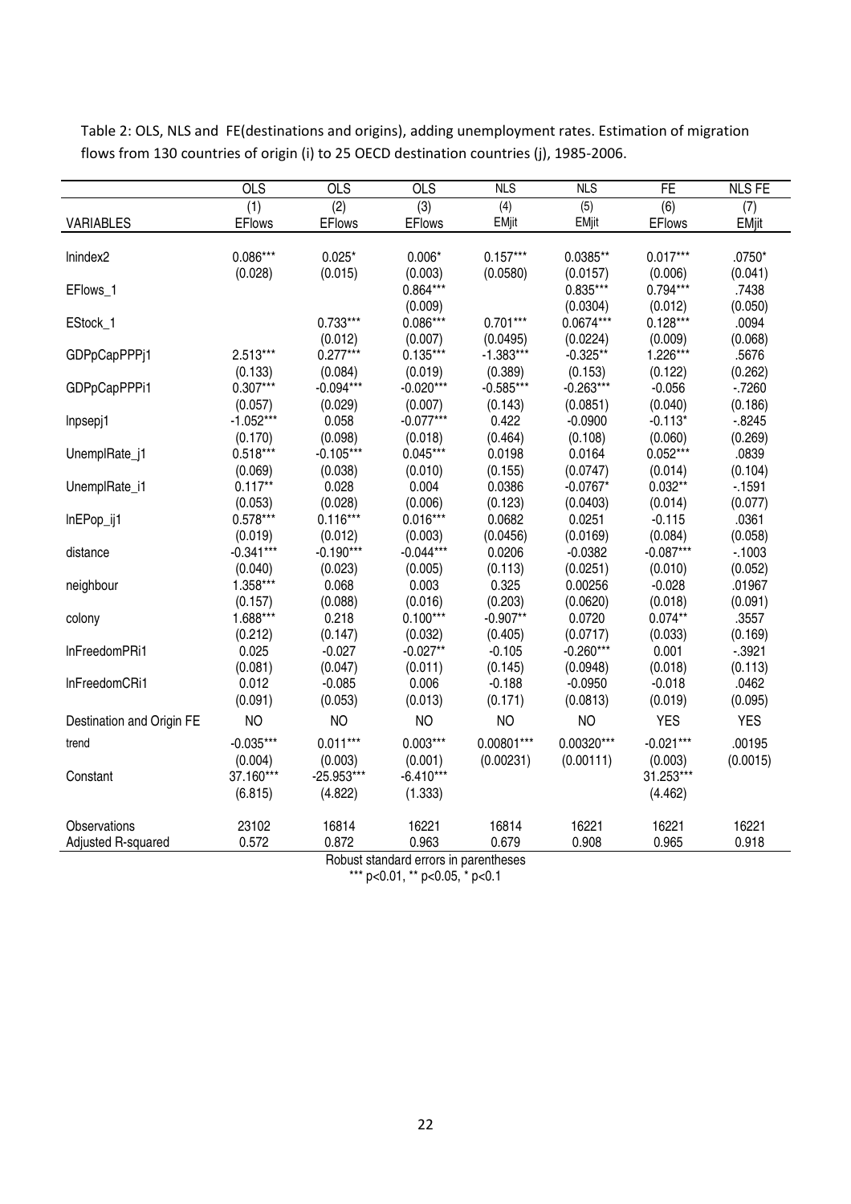Table 2: OLS, NLS and FE(destinations and origins), adding unemployment rates. Estimation of migration flows from 130 countries of origin (i) to 25 OECD destination countries (j), 1985-2006.

| | OLS | OLS | OLS | NLS | NLS | FE | NLS FE |
|---|---|---|---|---|---|---|---|
| | (1) | (2) | (3) | (4) | (5) | (6) | (7) |
| VARIABLES | EFlows | EFlows | EFlows | EMjit | EMjit | EFlows | EMjit |
| lnindex2 | 0.086*** | 0.025* | 0.006* | 0.157*** | 0.0385** | 0.017*** | .0750* |
| | (0.028) | (0.015) | (0.003) | (0.0580) | (0.0157) | (0.006) | (0.041) |
| EFlows_1 | | | 0.864*** | | 0.835*** | 0.794*** | .7438 |
| | | | (0.009) | | (0.0304) | (0.012) | (0.050) |
| EStock_1 | | 0.733*** | 0.086*** | 0.701*** | 0.0674*** | 0.128*** | .0094 |
| | | (0.012) | (0.007) | (0.0495) | (0.0224) | (0.009) | (0.068) |
| GDPpCapPPPj1 | 2.513*** | 0.277*** | 0.135*** | -1.383*** | -0.325** | 1.226*** | .5676 |
| | (0.133) | (0.084) | (0.019) | (0.389) | (0.153) | (0.122) | (0.262) |
| GDPpCapPPPi1 | 0.307*** | -0.094*** | -0.020*** | -0.585*** | -0.263*** | -0.056 | -.7260 |
| | (0.057) | (0.029) | (0.007) | (0.143) | (0.0851) | (0.040) | (0.186) |
| lnpsepj1 | -1.052*** | 0.058 | -0.077*** | 0.422 | -0.0900 | -0.113* | -.8245 |
| | (0.170) | (0.098) | (0.018) | (0.464) | (0.108) | (0.060) | (0.269) |
| UnemplRate_j1 | 0.518*** | -0.105*** | 0.045*** | 0.0198 | 0.0164 | 0.052*** | .0839 |
| | (0.069) | (0.038) | (0.010) | (0.155) | (0.0747) | (0.014) | (0.104) |
| UnemplRate_i1 | 0.117** | 0.028 | 0.004 | 0.0386 | -0.0767* | 0.032** | -.1591 |
| | (0.053) | (0.028) | (0.006) | (0.123) | (0.0403) | (0.014) | (0.077) |
| lnEPop_ij1 | 0.578*** | 0.116*** | 0.016*** | 0.0682 | 0.0251 | -0.115 | .0361 |
| | (0.019) | (0.012) | (0.003) | (0.0456) | (0.0169) | (0.084) | (0.058) |
| distance | -0.341*** | -0.190*** | -0.044*** | 0.0206 | -0.0382 | -0.087*** | -.1003 |
| | (0.040) | (0.023) | (0.005) | (0.113) | (0.0251) | (0.010) | (0.052) |
| neighbour | 1.358*** | 0.068 | 0.003 | 0.325 | 0.00256 | -0.028 | .01967 |
| | (0.157) | (0.088) | (0.016) | (0.203) | (0.0620) | (0.018) | (0.091) |
| colony | 1.688*** | 0.218 | 0.100*** | -0.907** | 0.0720 | 0.074** | .3557 |
| | (0.212) | (0.147) | (0.032) | (0.405) | (0.0717) | (0.033) | (0.169) |
| lnFreedomPRi1 | 0.025 | -0.027 | -0.027** | -0.105 | -0.260*** | 0.001 | -.3921 |
| | (0.081) | (0.047) | (0.011) | (0.145) | (0.0948) | (0.018) | (0.113) |
| lnFreedomCRi1 | 0.012 | -0.085 | 0.006 | -0.188 | -0.0950 | -0.018 | .0462 |
| | (0.091) | (0.053) | (0.013) | (0.171) | (0.0813) | (0.019) | (0.095) |
| Destination and Origin FE | NO | NO | NO | NO | NO | YES | YES |
| trend | -0.035*** | 0.011*** | 0.003*** | 0.00801*** | 0.00320*** | -0.021*** | .00195 |
| | (0.004) | (0.003) | (0.001) | (0.00231) | (0.00111) | (0.003) | (0.0015) |
| Constant | 37.160*** | -25.953*** | -6.410*** | | | 31.253*** | |
| | (6.815) | (4.822) | (1.333) | | | (4.462) | |
| Observations | 23102 | 16814 | 16221 | 16814 | 16221 | 16221 | 16221 |
| Adjusted R-squared | 0.572 | 0.872 | 0.963 | 0.679 | 0.908 | 0.965 | 0.918 |

Robust standard errors in parentheses

*** p<0.01, ** p<0.05, * p<0.1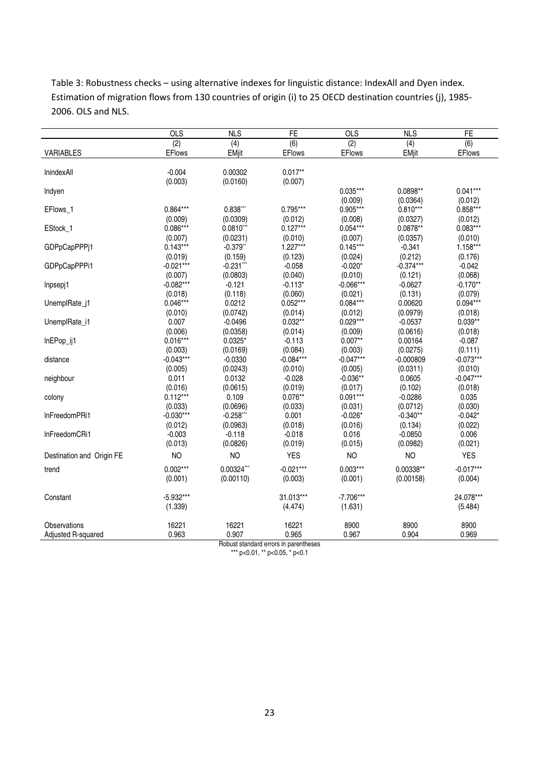Table 3: Robustness checks – using alternative indexes for linguistic distance: IndexAll and Dyen index. Estimation of migration flows from 130 countries of origin (i) to 25 OECD destination countries (j), 1985-2006. OLS and NLS.

| | OLS | NLS | FE | OLS | NLS | FE |
|---|---|---|---|---|---|---|
| | (2) | (4) | (6) | (2) | (4) | (6) |
| VARIABLES | EFlows | EMjit | EFlows | EFlows | EMjit | EFlows |
| lnindexAll | -0.004 | 0.00302 | 0.017** | | | |
| | (0.003) | (0.0160) | (0.007) | | | |
| lndyen | | | | 0.035*** | 0.0898** | 0.041*** |
| | | | | (0.009) | (0.0364) | (0.012) |
| EFlows_1 | 0.864*** | 0.838*** | 0.795*** | 0.905*** | 0.810*** | 0.858*** |
| | (0.009) | (0.0309) | (0.012) | (0.008) | (0.0327) | (0.012) |
| EStock_1 | 0.086*** | 0.0810*** | 0.127*** | 0.054*** | 0.0878** | 0.083*** |
| | (0.007) | (0.0231) | (0.010) | (0.007) | (0.0357) | (0.010) |
| GDPpCapPPPj1 | 0.143*** | -0.379** | 1.227*** | 0.145*** | -0.341 | 1.158*** |
| | (0.019) | (0.159) | (0.123) | (0.024) | (0.212) | (0.176) |
| GDPpCapPPPi1 | -0.021*** | -0.231*** | -0.058 | -0.020* | -0.374*** | -0.042 |
| | (0.007) | (0.0803) | (0.040) | (0.010) | (0.121) | (0.068) |
| lnpsepj1 | -0.082*** | -0.121 | -0.113* | -0.066*** | -0.0627 | -0.170** |
| | (0.018) | (0.118) | (0.060) | (0.021) | (0.131) | (0.079) |
| UnemplRate_j1 | 0.046*** | 0.0212 | 0.052*** | 0.084*** | 0.00620 | 0.094*** |
| | (0.010) | (0.0742) | (0.014) | (0.012) | (0.0979) | (0.018) |
| UnemplRate_i1 | 0.007 | -0.0496 | 0.032** | 0.029*** | -0.0537 | 0.039** |
| | (0.006) | (0.0358) | (0.014) | (0.009) | (0.0616) | (0.018) |
| lnEPop_ij1 | 0.016*** | 0.0325* | -0.113 | 0.007** | 0.00164 | -0.087 |
| | (0.003) | (0.0169) | (0.084) | (0.003) | (0.0275) | (0.111) |
| distance | -0.043*** | -0.0330 | -0.084*** | -0.047*** | -0.000809 | -0.073*** |
| | (0.005) | (0.0243) | (0.010) | (0.005) | (0.0311) | (0.010) |
| neighbour | 0.011 | 0.0132 | -0.028 | -0.036** | 0.0605 | -0.047*** |
| | (0.016) | (0.0615) | (0.019) | (0.017) | (0.102) | (0.018) |
| colony | 0.112*** | 0.109 | 0.076** | 0.091*** | -0.0286 | 0.035 |
| | (0.033) | (0.0696) | (0.033) | (0.031) | (0.0712) | (0.030) |
| lnFreedomPRi1 | -0.030*** | -0.258*** | 0.001 | -0.026* | -0.340** | -0.042* |
| | (0.012) | (0.0963) | (0.018) | (0.016) | (0.134) | (0.022) |
| lnFreedomCRi1 | -0.003 | -0.118 | -0.018 | 0.016 | -0.0850 | 0.006 |
| | (0.013) | (0.0826) | (0.019) | (0.015) | (0.0982) | (0.021) |
| Destination and Origin FE | NO | NO | YES | NO | NO | YES |
| trend | 0.002*** | 0.00324*** | -0.021*** | 0.003*** | 0.00338** | -0.017*** |
| | (0.001) | (0.00110) | (0.003) | (0.001) | (0.00158) | (0.004) |
| Constant | -5.932*** | | 31.013*** | -7.706*** | | 24.078*** |
| | (1.339) | | (4.474) | (1.631) | | (5.484) |
| Observations | 16221 | 16221 | 16221 | 8900 | 8900 | 8900 |
| Adjusted R-squared | 0.963 | 0.907 | 0.965 | 0.967 | 0.904 | 0.969 |

Robust standard errors in parentheses

*** p<0.01, ** p<0.05, * p<0.1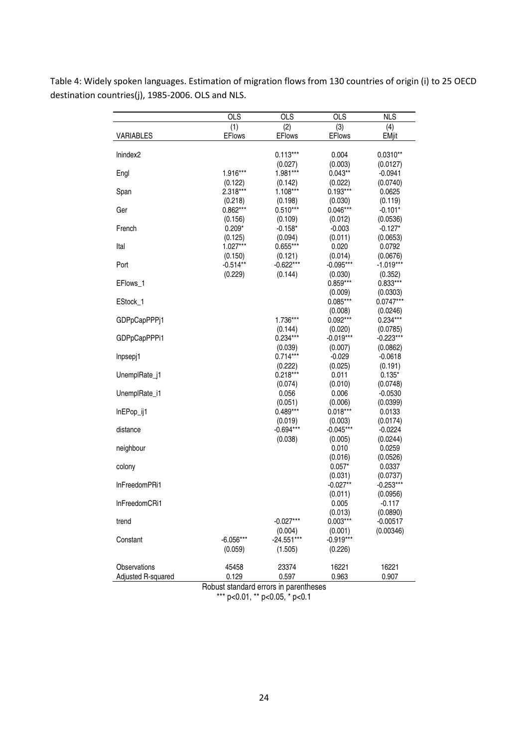Table 4: Widely spoken languages. Estimation of migration flows from 130 countries of origin (i) to 25 OECD destination countries(j), 1985-2006. OLS and NLS.

| | OLS | OLS | OLS | NLS |
|---|---|---|---|---|
| | (1) | (2) | (3) | (4) |
| VARIABLES | EFlows | EFlows | EFlows | EMjit |
| lnindex2 | | 0.113*** | 0.004 | 0.0310** |
| | | (0.027) | (0.003) | (0.0127) |
| Engl | 1.916*** | 1.981*** | 0.043** | -0.0941 |
| | (0.122) | (0.142) | (0.022) | (0.0740) |
| Span | 2.318*** | 1.108*** | 0.193*** | 0.0625 |
| | (0.218) | (0.198) | (0.030) | (0.119) |
| Ger | 0.862*** | 0.510*** | 0.046*** | -0.101* |
| | (0.156) | (0.109) | (0.012) | (0.0536) |
| French | 0.209* | -0.158* | -0.003 | -0.127* |
| | (0.125) | (0.094) | (0.011) | (0.0653) |
| Ital | 1.027*** | 0.655*** | 0.020 | 0.0792 |
| | (0.150) | (0.121) | (0.014) | (0.0676) |
| Port | -0.514** | -0.622*** | -0.095*** | -1.019*** |
| | (0.229) | (0.144) | (0.030) | (0.352) |
| EFlows_1 | | | 0.859*** | 0.833*** |
| | | | (0.009) | (0.0303) |
| EStock_1 | | | 0.085*** | 0.0747*** |
| | | | (0.008) | (0.0246) |
| GDPpCapPPPj1 | | 1.736*** | 0.092*** | 0.234*** |
| | | (0.144) | (0.020) | (0.0785) |
| GDPpCapPPPi1 | | 0.234*** | -0.019*** | -0.223*** |
| | | (0.039) | (0.007) | (0.0862) |
| lnpsepj1 | | 0.714*** | -0.029 | -0.0618 |
| | | (0.222) | (0.025) | (0.191) |
| UnemplRate_j1 | | 0.218*** | 0.011 | 0.135* |
| | | (0.074) | (0.010) | (0.0748) |
| UnemplRate_i1 | | 0.056 | 0.006 | -0.0530 |
| | | (0.051) | (0.006) | (0.0399) |
| lnEPop_ij1 | | 0.489*** | 0.018*** | 0.0133 |
| | | (0.019) | (0.003) | (0.0174) |
| distance | | -0.694*** | -0.045*** | -0.0224 |
| | | (0.038) | (0.005) | (0.0244) |
| neighbour | | | 0.010 | 0.0259 |
| | | | (0.016) | (0.0526) |
| colony | | | 0.057* | 0.0337 |
| | | | (0.031) | (0.0737) |
| lnFreedomPRi1 | | | -0.027** | -0.253*** |
| | | | (0.011) | (0.0956) |
| lnFreedomCRi1 | | | 0.005 | -0.117 |
| | | | (0.013) | (0.0890) |
| trend | | -0.027*** | 0.003*** | -0.00517 |
| | | (0.004) | (0.001) | (0.00346) |
| Constant | -6.056*** | -24.551*** | -0.919*** | |
| | (0.059) | (1.505) | (0.226) | |
| Observations | 45458 | 23374 | 16221 | 16221 |
| Adjusted R-squared | 0.129 | 0.597 | 0.963 | 0.907 |

Robust standard errors in parentheses

*** p<0.01, ** p<0.05, * p<0.1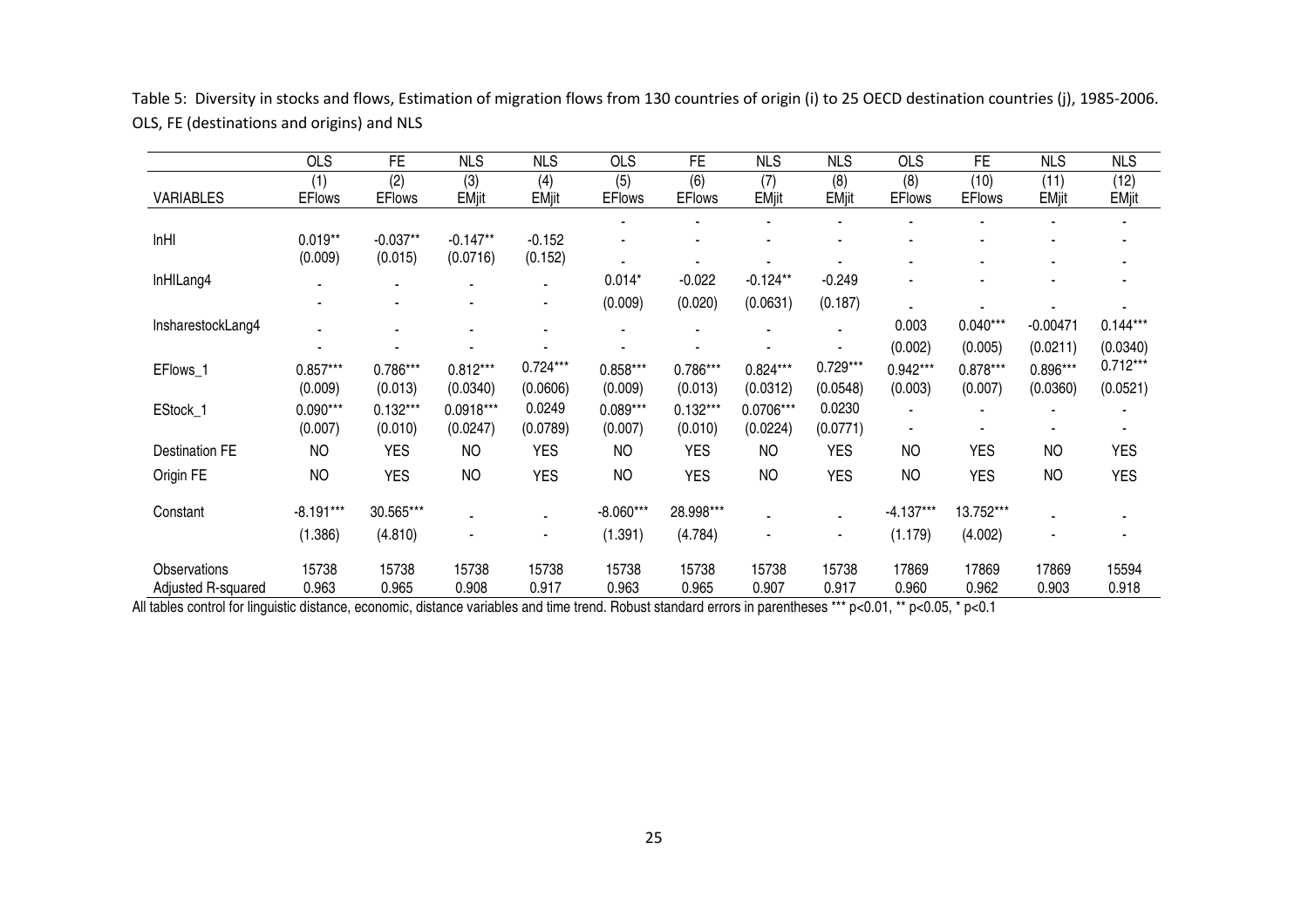Table 5: Diversity in stocks and flows, Estimation of migration flows from 130 countries of origin (i) to 25 OECD destination countries (j), 1985-2006. OLS, FE (destinations and origins) and NLS

| | OLS | FE | NLS | NLS | OLS | FE | NLS | NLS | OLS | FE | NLS | NLS |
|---|---|---|---|---|---|---|---|---|---|---|---|---|
| | (1) | (2) | (3) | (4) | (5) | (6) | (7) | (8) | (8) | (10) | (11) | (12) |
| VARIABLES | EFlows | EFlows | EMjit | EMjit | EFlows | EFlows | EMjit | EMjit | EFlows | EFlows | EMjit | EMjit |
| | | | | | - | - | - | - | - | - | - | - |
| lnHI | 0.019** | -0.037** | -0.147** | -0.152 | - | - | - | - | - | - | - | - |
| | (0.009) | (0.015) | (0.0716) | (0.152) | - | - | - | - | - | - | - | - |
| lnHILang4 | - | - | - | - | 0.014* | -0.022 | -0.124** | -0.249 | - | - | - | - |
| | - | - | - | - | (0.009) | (0.020) | (0.0631) | (0.187) | - | - | - | - |
| lnsharestockLang4 | - | - | - | - | - | - | - | - | 0.003 | 0.040*** | -0.00471 | 0.144*** |
| | - | - | - | - | - | - | - | - | (0.002) | (0.005) | (0.0211) | (0.0340) |
| EFlows_1 | 0.857*** | 0.786*** | 0.812*** | 0.724*** | 0.858*** | 0.786*** | 0.824*** | 0.729*** | 0.942*** | 0.878*** | 0.896*** | 0.712*** |
| | (0.009) | (0.013) | (0.0340) | (0.0606) | (0.009) | (0.013) | (0.0312) | (0.0548) | (0.003) | (0.007) | (0.0360) | (0.0521) |
| EStock_1 | 0.090*** | 0.132*** | 0.0918*** | 0.0249 | 0.089*** | 0.132*** | 0.0706*** | 0.0230 | - | - | - | - |
| | (0.007) | (0.010) | (0.0247) | (0.0789) | (0.007) | (0.010) | (0.0224) | (0.0771) | - | - | - | - |
| Destination FE | NO | YES | NO | YES | NO | YES | NO | YES | NO | YES | NO | YES |
| Origin FE | NO | YES | NO | YES | NO | YES | NO | YES | NO | YES | NO | YES |
| Constant | -8.191*** | 30.565*** | - | - | -8.060*** | 28.998*** | - | - | -4.137*** | 13.752*** | - | - |
| | (1.386) | (4.810) | - | - | (1.391) | (4.784) | - | - | (1.179) | (4.002) | - | - |
| Observations | 15738 | 15738 | 15738 | 15738 | 15738 | 15738 | 15738 | 15738 | 17869 | 17869 | 17869 | 15594 |
| Adjusted R-squared | 0.963 | 0.965 | 0.908 | 0.917 | 0.963 | 0.965 | 0.907 | 0.917 | 0.960 | 0.962 | 0.903 | 0.918 |

All tables control for linguistic distance, economic, distance variables and time trend. Robust standard errors in parentheses *** p<0.01, ** p<0.05, * p<0.1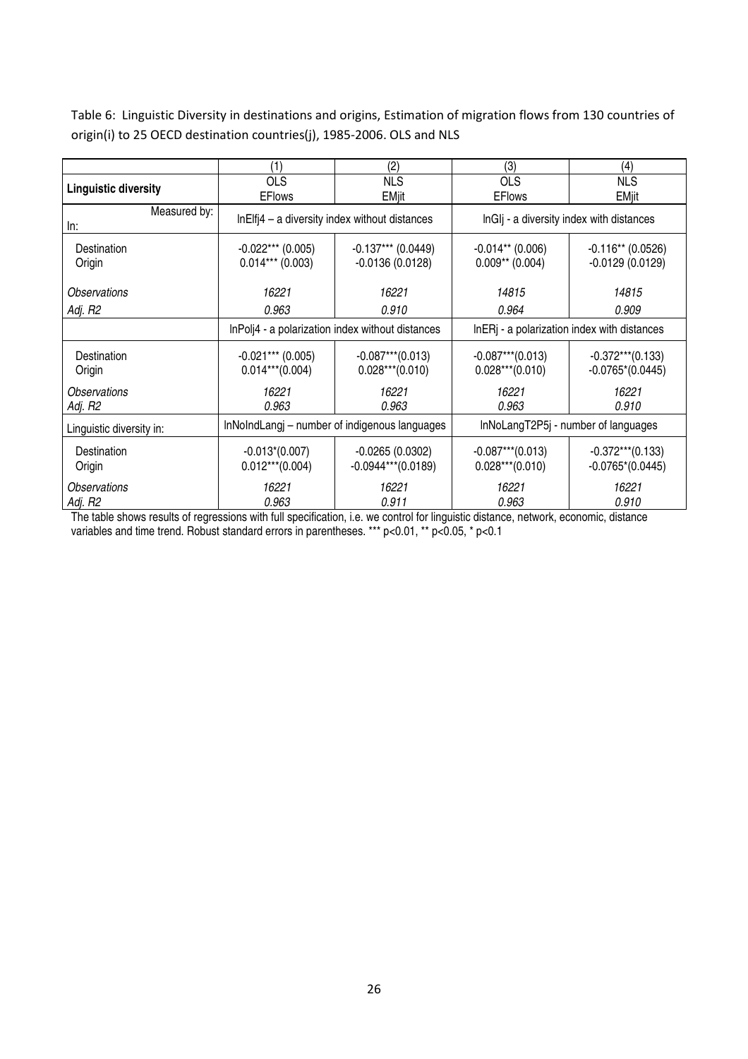Table 6: Linguistic Diversity in destinations and origins, Estimation of migration flows from 130 countries of origin(i) to 25 OECD destination countries(j), 1985-2006. OLS and NLS

| | (1) | (2) | (3) | (4) |
|---|---|---|---|---|
| **Linguistic diversity** | OLS<br>EFlows | NLS<br>EMjit | OLS<br>EFlows | NLS<br>EMjit |
| Measured by:<br>In: | lnElfj4 – a diversity index without distances | | lnGIj - a diversity index with distances | |
| Destination | -0.022*** (0.005) | -0.137*** (0.0449) | -0.014** (0.006) | -0.116** (0.0526) |
| Origin | 0.014*** (0.003) | -0.0136 (0.0128) | 0.009** (0.004) | -0.0129 (0.0129) |
| *Observations* | *16221* | *16221* | *14815* | *14815* |
| *Adj. R2* | *0.963* | *0.910* | *0.964* | *0.909* |
| | lnPolj4 - a polarization index without distances | | lnERj - a polarization index with distances | |
| Destination | -0.021*** (0.005) | -0.087***(0.013) | -0.087***(0.013) | -0.372***(0.133) |
| Origin | 0.014***(0.004) | 0.028***(0.010) | 0.028***(0.010) | -0.0765*(0.0445) |
| *Observations* | *16221* | *16221* | *16221* | *16221* |
| *Adj. R2* | *0.963* | *0.963* | *0.963* | *0.910* |
| Linguistic diversity in: | lnNoIndLangj – number of indigenous languages | | lnNoLangT2P5j - number of languages | |
| Destination | -0.013*(0.007) | -0.0265 (0.0302) | -0.087***(0.013) | -0.372***(0.133) |
| Origin | 0.012***(0.004) | -0.0944***(0.0189) | 0.028***(0.010) | -0.0765*(0.0445) |
| *Observations* | *16221* | *16221* | *16221* | *16221* |
| *Adj. R2* | *0.963* | *0.911* | *0.963* | *0.910* |

The table shows results of regressions with full specification, i.e. we control for linguistic distance, network, economic, distance variables and time trend. Robust standard errors in parentheses. *** p<0.01, ** p<0.05, * p<0.1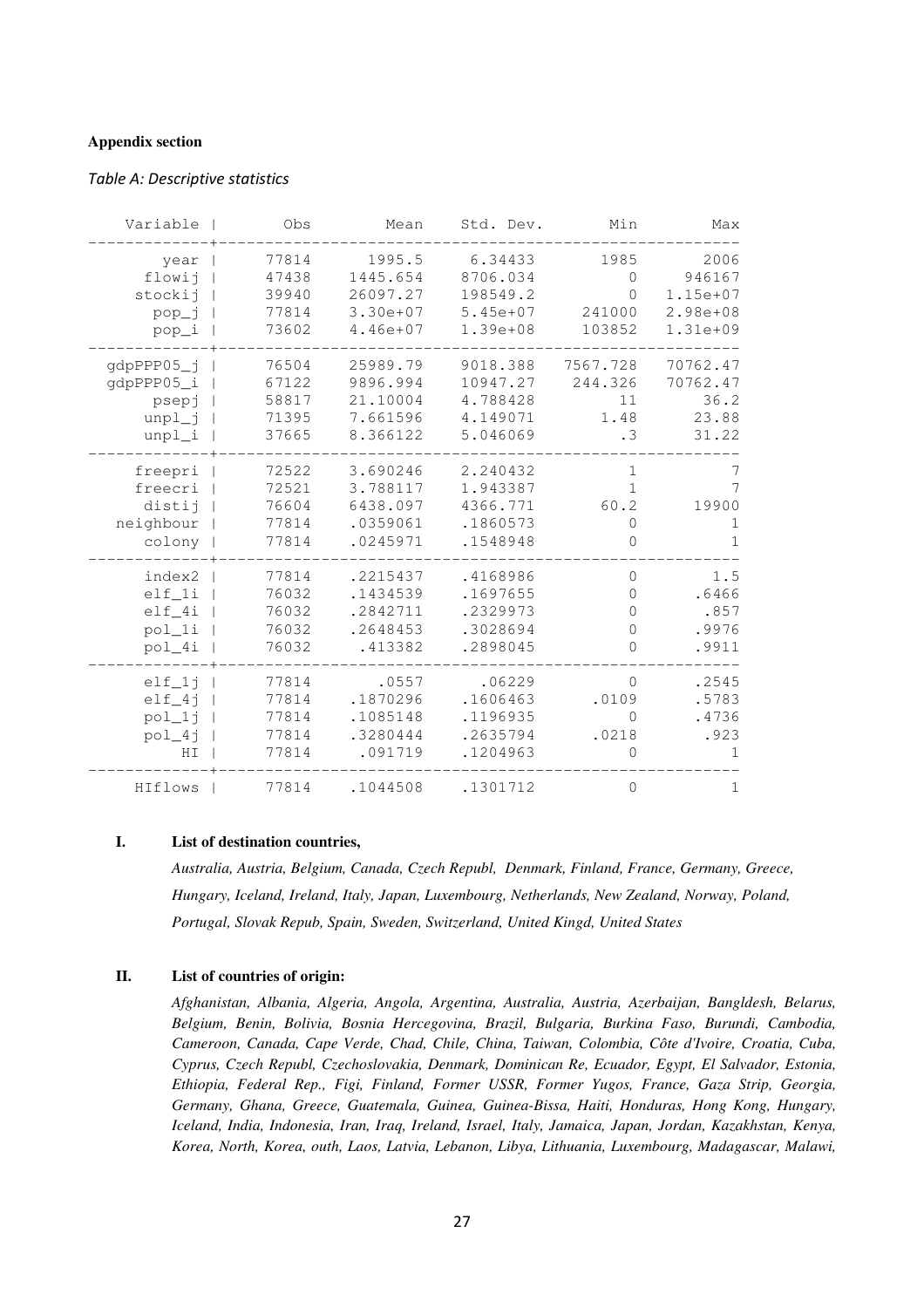**Appendix section**

*Table A: Descriptive statistics*

| Variable | Obs | Mean | Std. Dev. | Min | Max |
|---|---|---|---|---|---|
| year | 77814 | 1995.5 | 6.34433 | 1985 | 2006 |
| flowij | 47438 | 1445.654 | 8706.034 | 0 | 946167 |
| stockij | 39940 | 26097.27 | 198549.2 | 0 | 1.15e+07 |
| pop_j | 77814 | 3.30e+07 | 5.45e+07 | 241000 | 2.98e+08 |
| pop_i | 73602 | 4.46e+07 | 1.39e+08 | 103852 | 1.31e+09 |
| gdpPPP05_j | 76504 | 25989.79 | 9018.388 | 7567.728 | 70762.47 |
| gdpPPP05_i | 67122 | 9896.994 | 10947.27 | 244.326 | 70762.47 |
| psepj | 58817 | 21.10004 | 4.788428 | 11 | 36.2 |
| unpl_j | 71395 | 7.661596 | 4.149071 | 1.48 | 23.88 |
| unpl_i | 37665 | 8.366122 | 5.046069 | .3 | 31.22 |
| freepri | 72522 | 3.690246 | 2.240432 | 1 | 7 |
| freecri | 72521 | 3.788117 | 1.943387 | 1 | 7 |
| distij | 76604 | 6438.097 | 4366.771 | 60.2 | 19900 |
| neighbour | 77814 | .0359061 | .1860573 | 0 | 1 |
| colony | 77814 | .0245971 | .1548948 | 0 | 1 |
| index2 | 77814 | .2215437 | .4168986 | 0 | 1.5 |
| elf_1i | 76032 | .1434539 | .1697655 | 0 | .6466 |
| elf_4i | 76032 | .2842711 | .2329973 | 0 | .857 |
| pol_1i | 76032 | .2648453 | .3028694 | 0 | .9976 |
| pol_4i | 76032 | .413382 | .2898045 | 0 | .9911 |
| elf_1j | 77814 | .0557 | .06229 | 0 | .2545 |
| elf_4j | 77814 | .1870296 | .1606463 | .0109 | .5783 |
| pol_1j | 77814 | .1085148 | .1196935 | 0 | .4736 |
| pol_4j | 77814 | .3280444 | .2635794 | .0218 | .923 |
| HI | 77814 | .091719 | .1204963 | 0 | 1 |
| HIflows | 77814 | .1044508 | .1301712 | 0 | 1 |

**I. List of destination countries,**

*Australia, Austria, Belgium, Canada, Czech Republ, Denmark, Finland, France, Germany, Greece, Hungary, Iceland, Ireland, Italy, Japan, Luxembourg, Netherlands, New Zealand, Norway, Poland, Portugal, Slovak Repub, Spain, Sweden, Switzerland, United Kingd, United States*

**II. List of countries of origin:**

*Afghanistan, Albania, Algeria, Angola, Argentina, Australia, Austria, Azerbaijan, Bangldesh, Belarus, Belgium, Benin, Bolivia, Bosnia Hercegovina, Brazil, Bulgaria, Burkina Faso, Burundi, Cambodia, Cameroon, Canada, Cape Verde, Chad, Chile, China, Taiwan, Colombia, Côte d'Ivoire, Croatia, Cuba, Cyprus, Czech Republ, Czechoslovakia, Denmark, Dominican Re, Ecuador, Egypt, El Salvador, Estonia, Ethiopia, Federal Rep., Figi, Finland, Former USSR, Former Yugos, France, Gaza Strip, Georgia, Germany, Ghana, Greece, Guatemala, Guinea, Guinea-Bissa, Haiti, Honduras, Hong Kong, Hungary, Iceland, India, Indonesia, Iran, Iraq, Ireland, Israel, Italy, Jamaica, Japan, Jordan, Kazakhstan, Kenya, Korea, North, Korea, outh, Laos, Latvia, Lebanon, Libya, Lithuania, Luxembourg, Madagascar, Malawi,*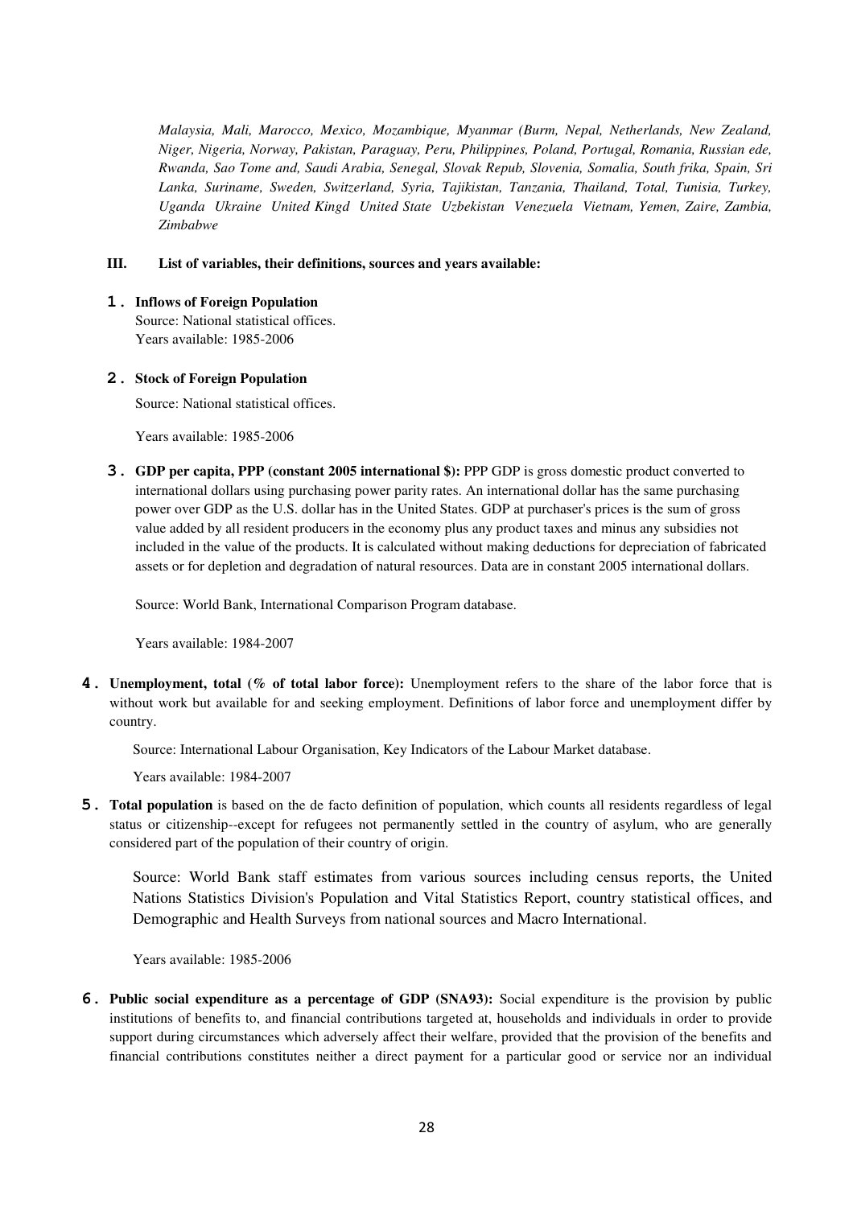*Malaysia, Mali, Marocco, Mexico, Mozambique, Myanmar (Burm, Nepal, Netherlands, New Zealand, Niger, Nigeria, Norway, Pakistan, Paraguay, Peru, Philippines, Poland, Portugal, Romania, Russian ede, Rwanda, Sao Tome and, Saudi Arabia, Senegal, Slovak Repub, Slovenia, Somalia, South frika, Spain, Sri Lanka, Suriname, Sweden, Switzerland, Syria, Tajikistan, Tanzania, Thailand, Total, Tunisia, Turkey, Uganda Ukraine United Kingd United State Uzbekistan Venezuela Vietnam, Yemen, Zaire, Zambia, Zimbabwe*

**III. List of variables, their definitions, sources and years available:**

1. **Inflows of Foreign Population**

   Source: National statistical offices.

   Years available: 1985-2006

2. **Stock of Foreign Population**

   Source: National statistical offices.

   Years available: 1985-2006

3. **GDP per capita, PPP (constant 2005 international $):** PPP GDP is gross domestic product converted to international dollars using purchasing power parity rates. An international dollar has the same purchasing power over GDP as the U.S. dollar has in the United States. GDP at purchaser's prices is the sum of gross value added by all resident producers in the economy plus any product taxes and minus any subsidies not included in the value of the products. It is calculated without making deductions for depreciation of fabricated assets or for depletion and degradation of natural resources. Data are in constant 2005 international dollars.

   Source: World Bank, International Comparison Program database.

   Years available: 1984-2007

4. **Unemployment, total (% of total labor force):** Unemployment refers to the share of the labor force that is without work but available for and seeking employment. Definitions of labor force and unemployment differ by country.

   Source: International Labour Organisation, Key Indicators of the Labour Market database.

   Years available: 1984-2007

5. **Total population** is based on the de facto definition of population, which counts all residents regardless of legal status or citizenship--except for refugees not permanently settled in the country of asylum, who are generally considered part of the population of their country of origin.

   Source: World Bank staff estimates from various sources including census reports, the United Nations Statistics Division's Population and Vital Statistics Report, country statistical offices, and Demographic and Health Surveys from national sources and Macro International.

   Years available: 1985-2006

6. **Public social expenditure as a percentage of GDP (SNA93):** Social expenditure is the provision by public institutions of benefits to, and financial contributions targeted at, households and individuals in order to provide support during circumstances which adversely affect their welfare, provided that the provision of the benefits and financial contributions constitutes neither a direct payment for a particular good or service nor an individual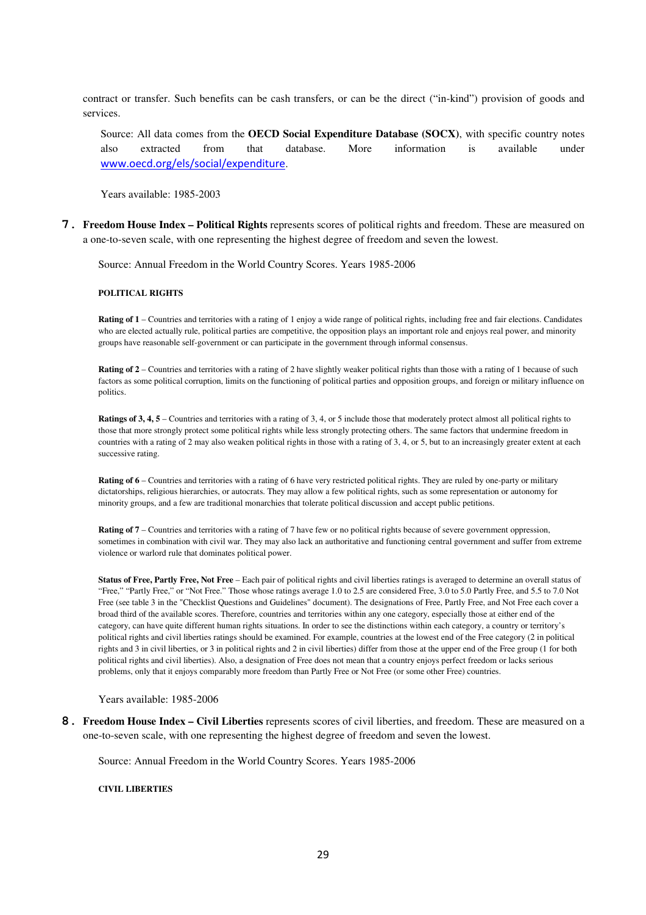contract or transfer. Such benefits can be cash transfers, or can be the direct ("in-kind") provision of goods and services.

Source: All data comes from the **OECD Social Expenditure Database (SOCX)**, with specific country notes also extracted from that database. More information is available under www.oecd.org/els/social/expenditure.

Years available: 1985-2003

7. **Freedom House Index – Political Rights** represents scores of political rights and freedom. These are measured on a one-to-seven scale, with one representing the highest degree of freedom and seven the lowest.

Source: Annual Freedom in the World Country Scores. Years 1985-2006

**POLITICAL RIGHTS**

**Rating of 1** – Countries and territories with a rating of 1 enjoy a wide range of political rights, including free and fair elections. Candidates who are elected actually rule, political parties are competitive, the opposition plays an important role and enjoys real power, and minority groups have reasonable self-government or can participate in the government through informal consensus.

**Rating of 2** – Countries and territories with a rating of 2 have slightly weaker political rights than those with a rating of 1 because of such factors as some political corruption, limits on the functioning of political parties and opposition groups, and foreign or military influence on politics.

**Ratings of 3, 4, 5** – Countries and territories with a rating of 3, 4, or 5 include those that moderately protect almost all political rights to those that more strongly protect some political rights while less strongly protecting others. The same factors that undermine freedom in countries with a rating of 2 may also weaken political rights in those with a rating of 3, 4, or 5, but to an increasingly greater extent at each successive rating.

**Rating of 6** – Countries and territories with a rating of 6 have very restricted political rights. They are ruled by one-party or military dictatorships, religious hierarchies, or autocrats. They may allow a few political rights, such as some representation or autonomy for minority groups, and a few are traditional monarchies that tolerate political discussion and accept public petitions.

**Rating of 7** – Countries and territories with a rating of 7 have few or no political rights because of severe government oppression, sometimes in combination with civil war. They may also lack an authoritative and functioning central government and suffer from extreme violence or warlord rule that dominates political power.

**Status of Free, Partly Free, Not Free** – Each pair of political rights and civil liberties ratings is averaged to determine an overall status of "Free," "Partly Free," or "Not Free." Those whose ratings average 1.0 to 2.5 are considered Free, 3.0 to 5.0 Partly Free, and 5.5 to 7.0 Not Free (see table 3 in the "Checklist Questions and Guidelines" document). The designations of Free, Partly Free, and Not Free each cover a broad third of the available scores. Therefore, countries and territories within any one category, especially those at either end of the category, can have quite different human rights situations. In order to see the distinctions within each category, a country or territory's political rights and civil liberties ratings should be examined. For example, countries at the lowest end of the Free category (2 in political rights and 3 in civil liberties, or 3 in political rights and 2 in civil liberties) differ from those at the upper end of the Free group (1 for both political rights and civil liberties). Also, a designation of Free does not mean that a country enjoys perfect freedom or lacks serious problems, only that it enjoys comparably more freedom than Partly Free or Not Free (or some other Free) countries.

Years available: 1985-2006

8. **Freedom House Index – Civil Liberties** represents scores of civil liberties, and freedom. These are measured on a one-to-seven scale, with one representing the highest degree of freedom and seven the lowest.

Source: Annual Freedom in the World Country Scores. Years 1985-2006

**CIVIL LIBERTIES**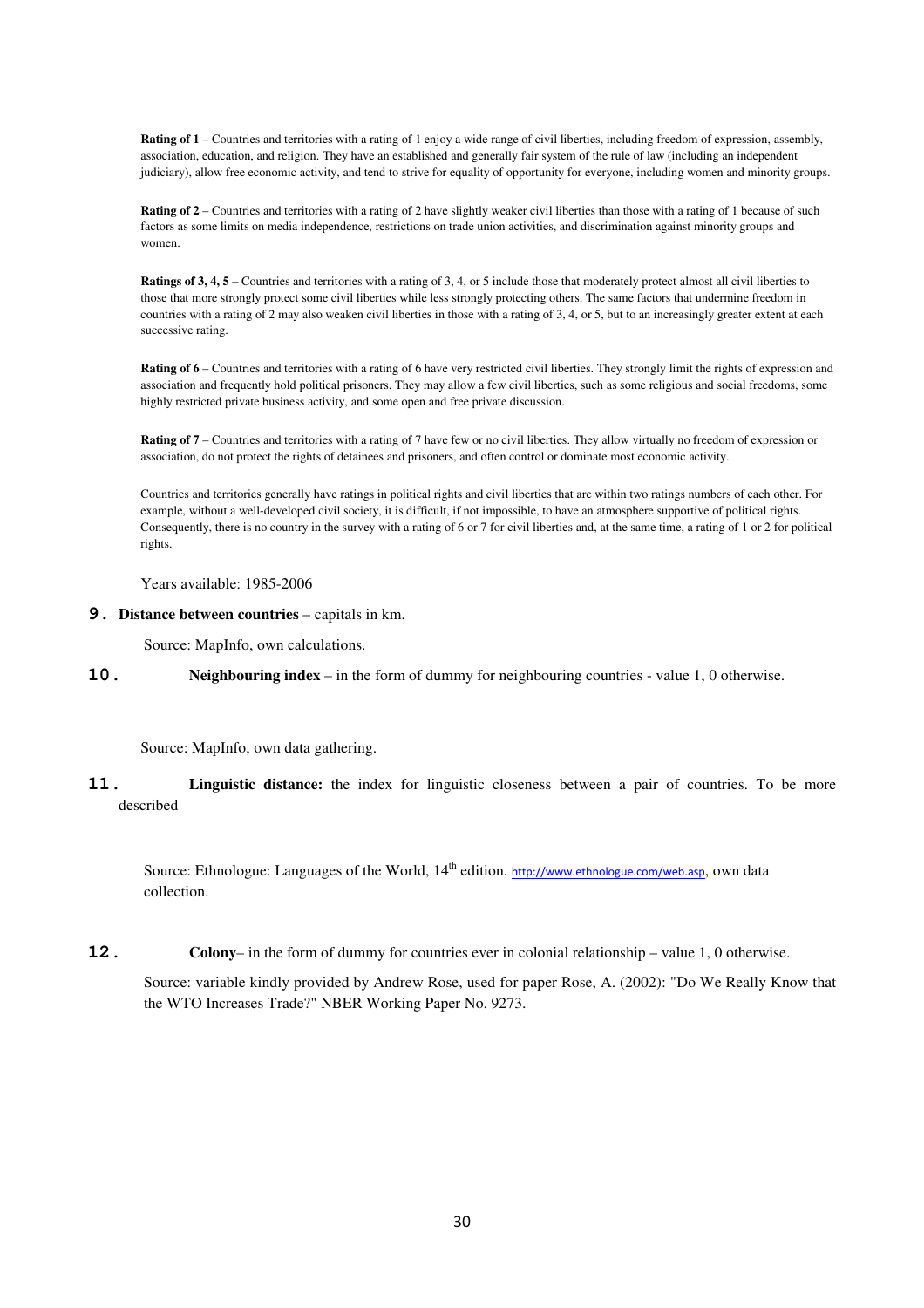**Rating of 1** – Countries and territories with a rating of 1 enjoy a wide range of civil liberties, including freedom of expression, assembly, association, education, and religion. They have an established and generally fair system of the rule of law (including an independent judiciary), allow free economic activity, and tend to strive for equality of opportunity for everyone, including women and minority groups.

**Rating of 2** – Countries and territories with a rating of 2 have slightly weaker civil liberties than those with a rating of 1 because of such factors as some limits on media independence, restrictions on trade union activities, and discrimination against minority groups and women.

**Ratings of 3, 4, 5** – Countries and territories with a rating of 3, 4, or 5 include those that moderately protect almost all civil liberties to those that more strongly protect some civil liberties while less strongly protecting others. The same factors that undermine freedom in countries with a rating of 2 may also weaken civil liberties in those with a rating of 3, 4, or 5, but to an increasingly greater extent at each successive rating.

**Rating of 6** – Countries and territories with a rating of 6 have very restricted civil liberties. They strongly limit the rights of expression and association and frequently hold political prisoners. They may allow a few civil liberties, such as some religious and social freedoms, some highly restricted private business activity, and some open and free private discussion.

**Rating of 7** – Countries and territories with a rating of 7 have few or no civil liberties. They allow virtually no freedom of expression or association, do not protect the rights of detainees and prisoners, and often control or dominate most economic activity.

Countries and territories generally have ratings in political rights and civil liberties that are within two ratings numbers of each other. For example, without a well-developed civil society, it is difficult, if not impossible, to have an atmosphere supportive of political rights. Consequently, there is no country in the survey with a rating of 6 or 7 for civil liberties and, at the same time, a rating of 1 or 2 for political rights.

Years available: 1985-2006

9. **Distance between countries** – capitals in km.

   Source: MapInfo, own calculations.

10. **Neighbouring index** – in the form of dummy for neighbouring countries - value 1, 0 otherwise.

    Source: MapInfo, own data gathering.

11. **Linguistic distance:** the index for linguistic closeness between a pair of countries. To be more described

    Source: Ethnologue: Languages of the World, 14th edition. http://www.ethnologue.com/web.asp, own data collection.

12. **Colony**– in the form of dummy for countries ever in colonial relationship – value 1, 0 otherwise.

    Source: variable kindly provided by Andrew Rose, used for paper Rose, A. (2002): "Do We Really Know that the WTO Increases Trade?" NBER Working Paper No. 9273.